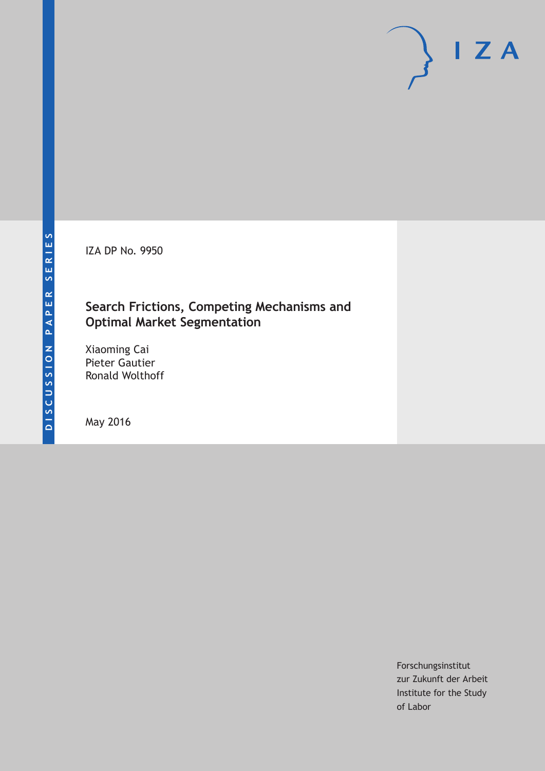DISCUSSION PAPER SERIES

IZA DP No. 9950

# Search Frictions, Competing Mechanisms and Optimal Market Segmentation

Xiaoming Cai
Pieter Gautier
Ronald Wolthoff

May 2016

Forschungsinstitut
zur Zukunft der Arbeit
Institute for the Study
of Labor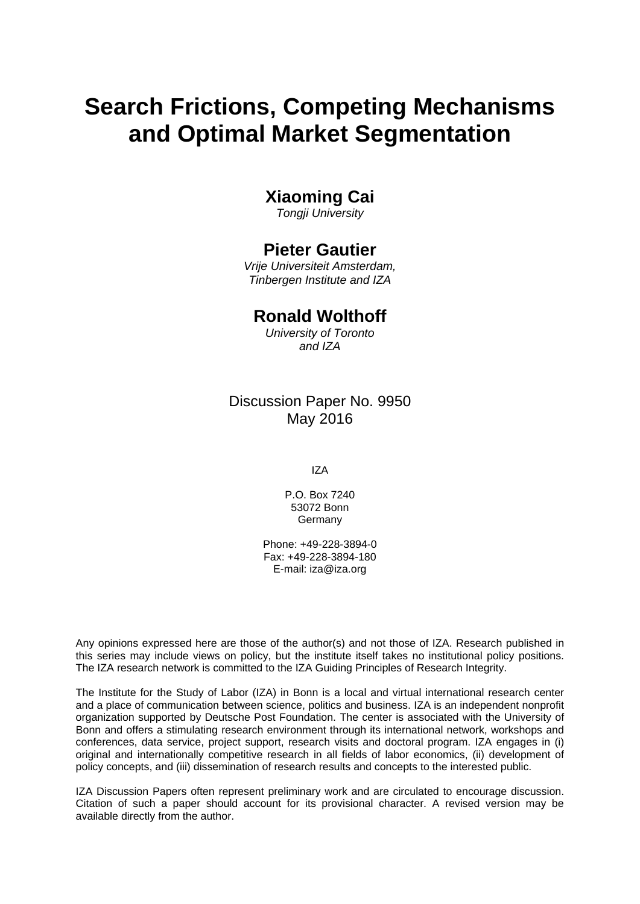# Search Frictions, Competing Mechanisms and Optimal Market Segmentation

## Xiaoming Cai

*Tongji University*

## Pieter Gautier

*Vrije Universiteit Amsterdam, Tinbergen Institute and IZA*

## Ronald Wolthoff

*University of Toronto and IZA*

Discussion Paper No. 9950
May 2016

IZA

P.O. Box 7240
53072 Bonn
Germany

Phone: +49-228-3894-0
Fax: +49-228-3894-180
E-mail: iza@iza.org

Any opinions expressed here are those of the author(s) and not those of IZA. Research published in this series may include views on policy, but the institute itself takes no institutional policy positions. The IZA research network is committed to the IZA Guiding Principles of Research Integrity.

The Institute for the Study of Labor (IZA) in Bonn is a local and virtual international research center and a place of communication between science, politics and business. IZA is an independent nonprofit organization supported by Deutsche Post Foundation. The center is associated with the University of Bonn and offers a stimulating research environment through its international network, workshops and conferences, data service, project support, research visits and doctoral program. IZA engages in (i) original and internationally competitive research in all fields of labor economics, (ii) development of policy concepts, and (iii) dissemination of research results and concepts to the interested public.

IZA Discussion Papers often represent preliminary work and are circulated to encourage discussion. Citation of such a paper should account for its provisional character. A revised version may be available directly from the author.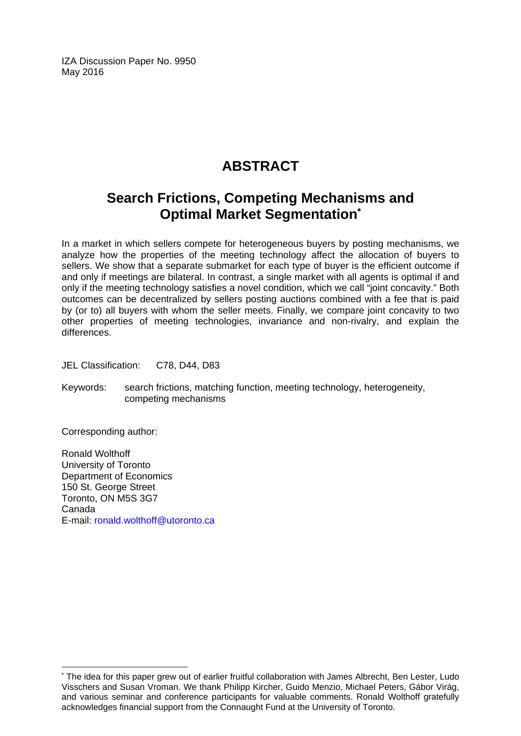IZA Discussion Paper No. 9950
May 2016

# ABSTRACT

## Search Frictions, Competing Mechanisms and Optimal Market Segmentation*

In a market in which sellers compete for heterogeneous buyers by posting mechanisms, we analyze how the properties of the meeting technology affect the allocation of buyers to sellers. We show that a separate submarket for each type of buyer is the efficient outcome if and only if meetings are bilateral. In contrast, a single market with all agents is optimal if and only if the meeting technology satisfies a novel condition, which we call "joint concavity." Both outcomes can be decentralized by sellers posting auctions combined with a fee that is paid by (or to) all buyers with whom the seller meets. Finally, we compare joint concavity to two other properties of meeting technologies, invariance and non-rivalry, and explain the differences.

JEL Classification: C78, D44, D83

Keywords: search frictions, matching function, meeting technology, heterogeneity, competing mechanisms

Corresponding author:

Ronald Wolthoff
University of Toronto
Department of Economics
150 St. George Street
Toronto, ON M5S 3G7
Canada
E-mail: ronald.wolthoff@utoronto.ca

---

* The idea for this paper grew out of earlier fruitful collaboration with James Albrecht, Ben Lester, Ludo Visschers and Susan Vroman. We thank Philipp Kircher, Guido Menzio, Michael Peters, Gábor Virág, and various seminar and conference participants for valuable comments. Ronald Wolthoff gratefully acknowledges financial support from the Connaught Fund at the University of Toronto.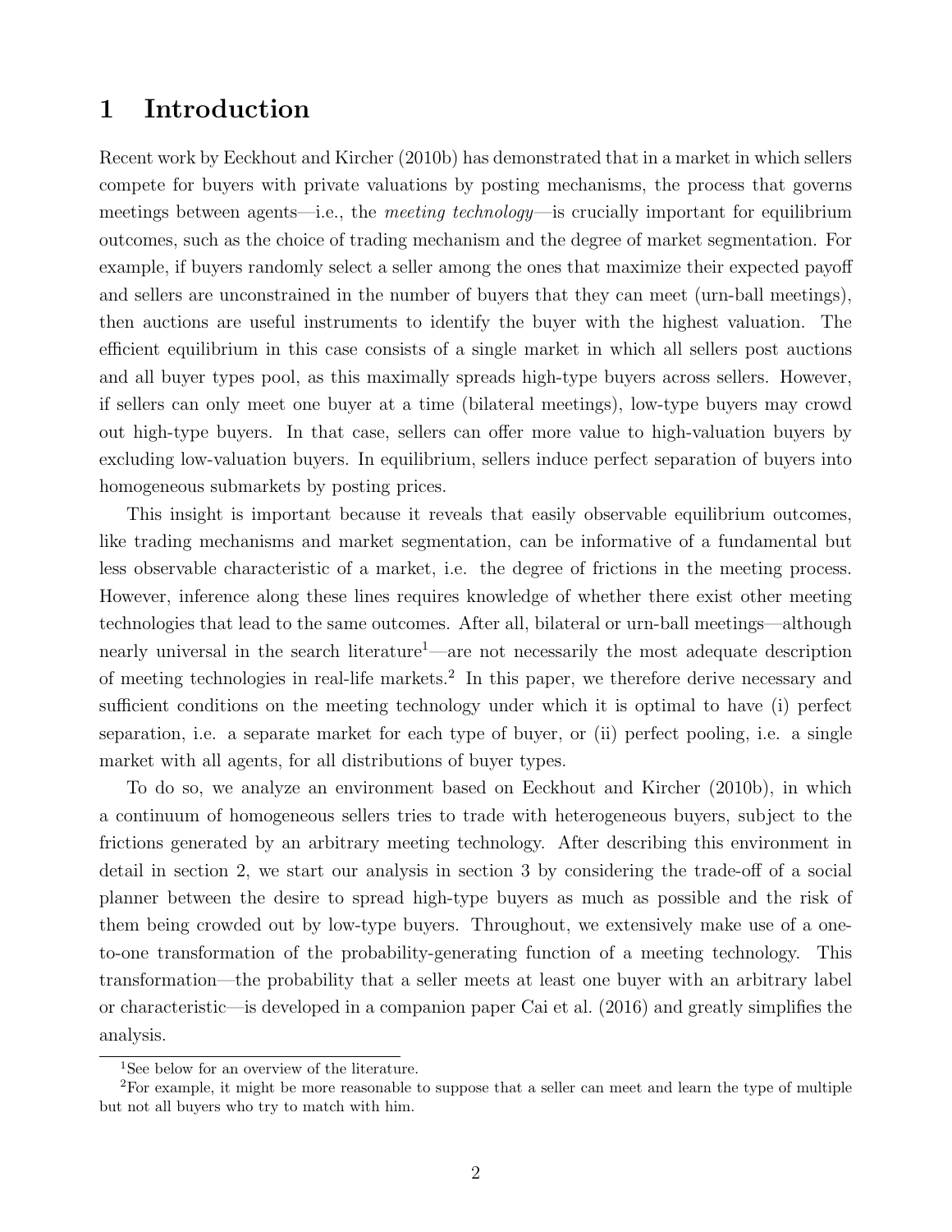# 1 Introduction

Recent work by Eeckhout and Kircher (2010b) has demonstrated that in a market in which sellers compete for buyers with private valuations by posting mechanisms, the process that governs meetings between agents—i.e., the *meeting technology*—is crucially important for equilibrium outcomes, such as the choice of trading mechanism and the degree of market segmentation. For example, if buyers randomly select a seller among the ones that maximize their expected payoff and sellers are unconstrained in the number of buyers that they can meet (urn-ball meetings), then auctions are useful instruments to identify the buyer with the highest valuation. The efficient equilibrium in this case consists of a single market in which all sellers post auctions and all buyer types pool, as this maximally spreads high-type buyers across sellers. However, if sellers can only meet one buyer at a time (bilateral meetings), low-type buyers may crowd out high-type buyers. In that case, sellers can offer more value to high-valuation buyers by excluding low-valuation buyers. In equilibrium, sellers induce perfect separation of buyers into homogeneous submarkets by posting prices.

This insight is important because it reveals that easily observable equilibrium outcomes, like trading mechanisms and market segmentation, can be informative of a fundamental but less observable characteristic of a market, i.e. the degree of frictions in the meeting process. However, inference along these lines requires knowledge of whether there exist other meeting technologies that lead to the same outcomes. After all, bilateral or urn-ball meetings—although nearly universal in the search literature[1]—are not necessarily the most adequate description of meeting technologies in real-life markets.[2] In this paper, we therefore derive necessary and sufficient conditions on the meeting technology under which it is optimal to have (i) perfect separation, i.e. a separate market for each type of buyer, or (ii) perfect pooling, i.e. a single market with all agents, for all distributions of buyer types.

To do so, we analyze an environment based on Eeckhout and Kircher (2010b), in which a continuum of homogeneous sellers tries to trade with heterogeneous buyers, subject to the frictions generated by an arbitrary meeting technology. After describing this environment in detail in section 2, we start our analysis in section 3 by considering the trade-off of a social planner between the desire to spread high-type buyers as much as possible and the risk of them being crowded out by low-type buyers. Throughout, we extensively make use of a one-to-one transformation of the probability-generating function of a meeting technology. This transformation—the probability that a seller meets at least one buyer with an arbitrary label or characteristic—is developed in a companion paper Cai et al. (2016) and greatly simplifies the analysis.

[1] See below for an overview of the literature.

[2] For example, it might be more reasonable to suppose that a seller can meet and learn the type of multiple but not all buyers who try to match with him.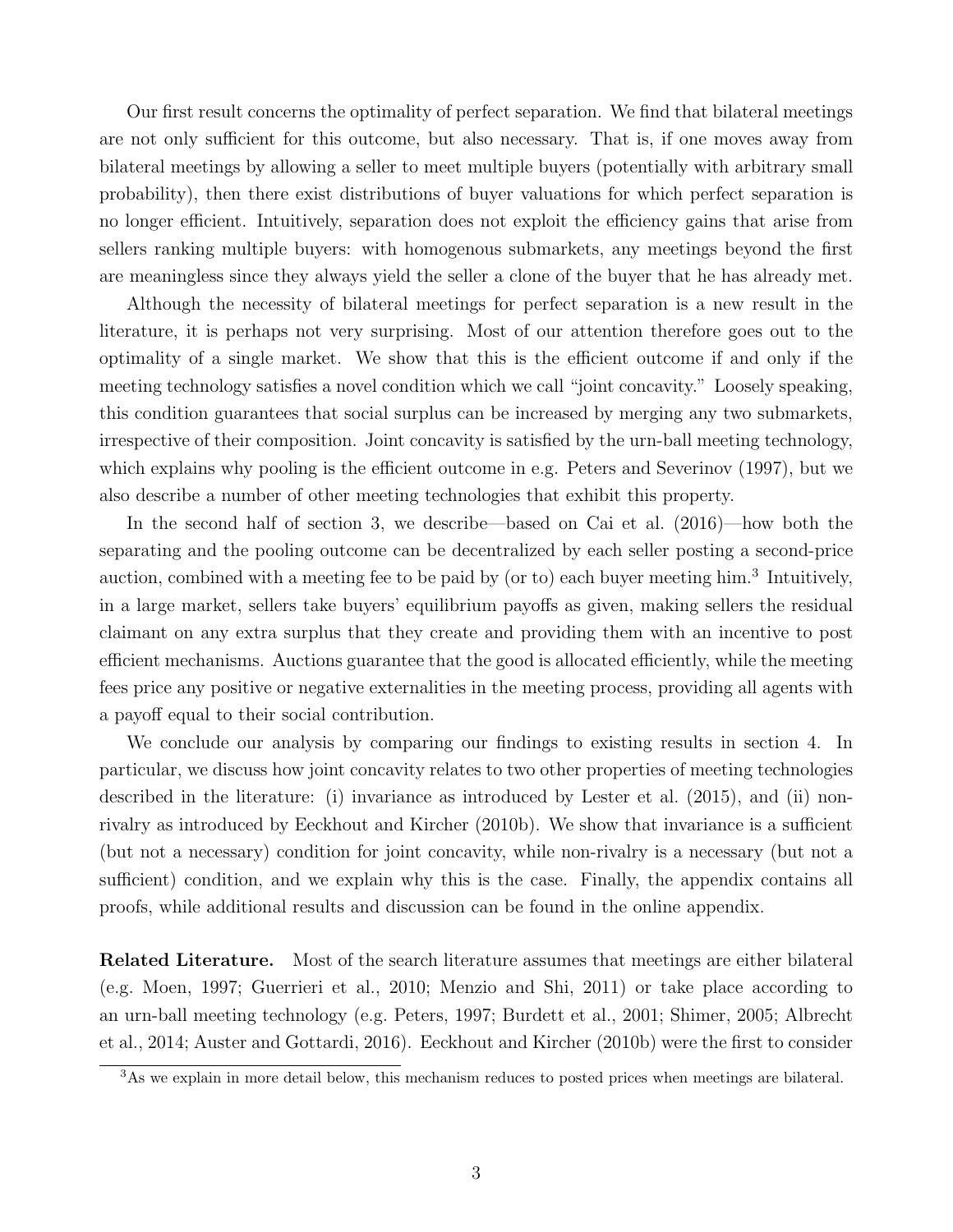Our first result concerns the optimality of perfect separation. We find that bilateral meetings are not only sufficient for this outcome, but also necessary. That is, if one moves away from bilateral meetings by allowing a seller to meet multiple buyers (potentially with arbitrary small probability), then there exist distributions of buyer valuations for which perfect separation is no longer efficient. Intuitively, separation does not exploit the efficiency gains that arise from sellers ranking multiple buyers: with homogenous submarkets, any meetings beyond the first are meaningless since they always yield the seller a clone of the buyer that he has already met.

Although the necessity of bilateral meetings for perfect separation is a new result in the literature, it is perhaps not very surprising. Most of our attention therefore goes out to the optimality of a single market. We show that this is the efficient outcome if and only if the meeting technology satisfies a novel condition which we call "joint concavity." Loosely speaking, this condition guarantees that social surplus can be increased by merging any two submarkets, irrespective of their composition. Joint concavity is satisfied by the urn-ball meeting technology, which explains why pooling is the efficient outcome in e.g. Peters and Severinov (1997), but we also describe a number of other meeting technologies that exhibit this property.

In the second half of section 3, we describe—based on Cai et al. (2016)—how both the separating and the pooling outcome can be decentralized by each seller posting a second-price auction, combined with a meeting fee to be paid by (or to) each buyer meeting him.[3] Intuitively, in a large market, sellers take buyers' equilibrium payoffs as given, making sellers the residual claimant on any extra surplus that they create and providing them with an incentive to post efficient mechanisms. Auctions guarantee that the good is allocated efficiently, while the meeting fees price any positive or negative externalities in the meeting process, providing all agents with a payoff equal to their social contribution.

We conclude our analysis by comparing our findings to existing results in section 4. In particular, we discuss how joint concavity relates to two other properties of meeting technologies described in the literature: (i) invariance as introduced by Lester et al. (2015), and (ii) non-rivalry as introduced by Eeckhout and Kircher (2010b). We show that invariance is a sufficient (but not a necessary) condition for joint concavity, while non-rivalry is a necessary (but not a sufficient) condition, and we explain why this is the case. Finally, the appendix contains all proofs, while additional results and discussion can be found in the online appendix.

**Related Literature.** Most of the search literature assumes that meetings are either bilateral (e.g. Moen, 1997; Guerrieri et al., 2010; Menzio and Shi, 2011) or take place according to an urn-ball meeting technology (e.g. Peters, 1997; Burdett et al., 2001; Shimer, 2005; Albrecht et al., 2014; Auster and Gottardi, 2016). Eeckhout and Kircher (2010b) were the first to consider

[3] As we explain in more detail below, this mechanism reduces to posted prices when meetings are bilateral.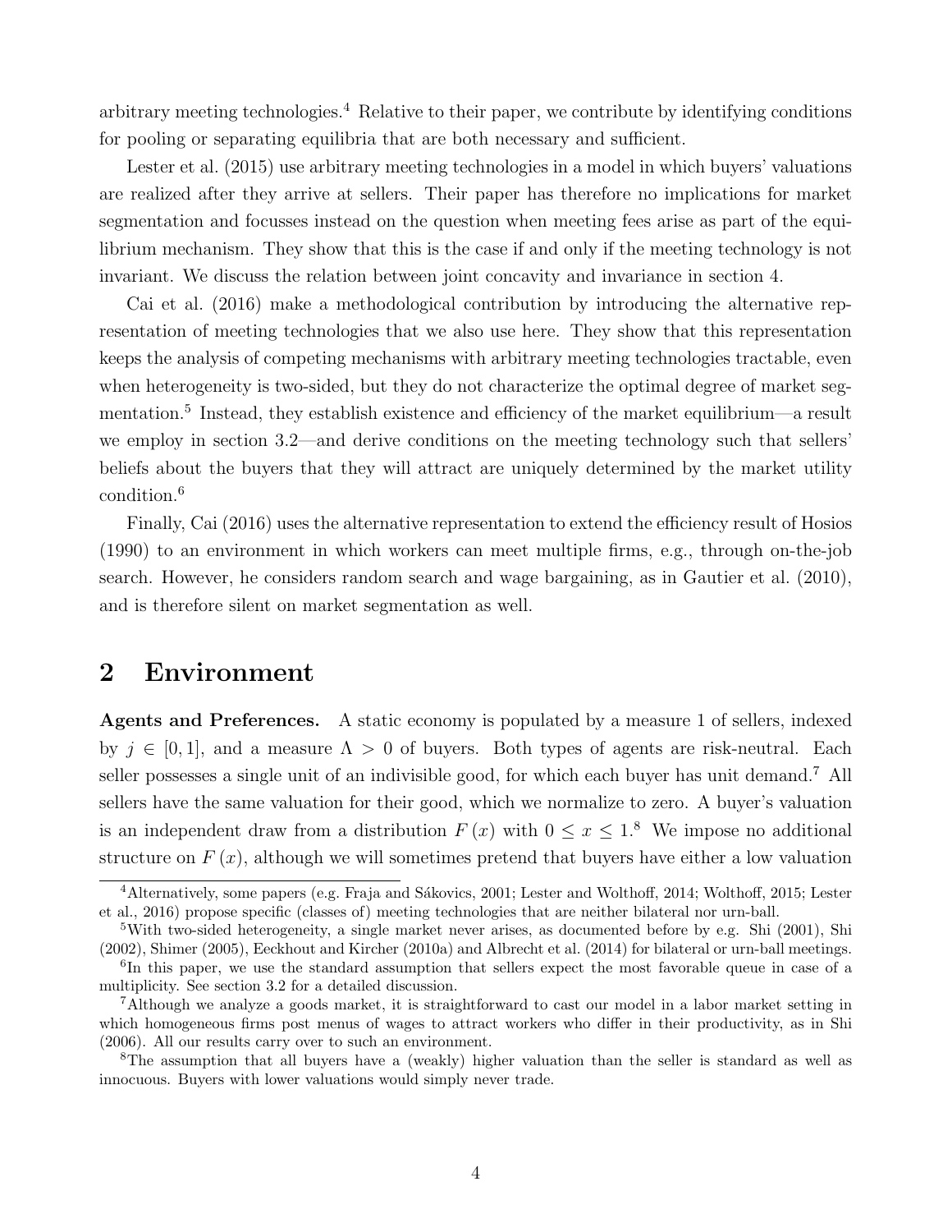arbitrary meeting technologies.[4] Relative to their paper, we contribute by identifying conditions for pooling or separating equilibria that are both necessary and sufficient.

Lester et al. (2015) use arbitrary meeting technologies in a model in which buyers' valuations are realized after they arrive at sellers. Their paper has therefore no implications for market segmentation and focusses instead on the question when meeting fees arise as part of the equilibrium mechanism. They show that this is the case if and only if the meeting technology is not invariant. We discuss the relation between joint concavity and invariance in section 4.

Cai et al. (2016) make a methodological contribution by introducing the alternative representation of meeting technologies that we also use here. They show that this representation keeps the analysis of competing mechanisms with arbitrary meeting technologies tractable, even when heterogeneity is two-sided, but they do not characterize the optimal degree of market segmentation.[5] Instead, they establish existence and efficiency of the market equilibrium—a result we employ in section 3.2—and derive conditions on the meeting technology such that sellers' beliefs about the buyers that they will attract are uniquely determined by the market utility condition.[6]

Finally, Cai (2016) uses the alternative representation to extend the efficiency result of Hosios (1990) to an environment in which workers can meet multiple firms, e.g., through on-the-job search. However, he considers random search and wage bargaining, as in Gautier et al. (2010), and is therefore silent on market segmentation as well.

## 2 Environment

**Agents and Preferences.** A static economy is populated by a measure 1 of sellers, indexed by $j \in [0, 1]$, and a measure $\Lambda > 0$ of buyers. Both types of agents are risk-neutral. Each seller possesses a single unit of an indivisible good, for which each buyer has unit demand.[7] All sellers have the same valuation for their good, which we normalize to zero. A buyer's valuation is an independent draw from a distribution $F(x)$ with $0 \leq x \leq 1$.[8] We impose no additional structure on $F(x)$, although we will sometimes pretend that buyers have either a low valuation

---

[4] Alternatively, some papers (e.g. Fraja and Sákovics, 2001; Lester and Wolthoff, 2014; Wolthoff, 2015; Lester et al., 2016) propose specific (classes of) meeting technologies that are neither bilateral nor urn-ball.

[5] With two-sided heterogeneity, a single market never arises, as documented before by e.g. Shi (2001), Shi (2002), Shimer (2005), Eeckhout and Kircher (2010a) and Albrecht et al. (2014) for bilateral or urn-ball meetings.

[6] In this paper, we use the standard assumption that sellers expect the most favorable queue in case of a multiplicity. See section 3.2 for a detailed discussion.

[7] Although we analyze a goods market, it is straightforward to cast our model in a labor market setting in which homogeneous firms post menus of wages to attract workers who differ in their productivity, as in Shi (2006). All our results carry over to such an environment.

[8] The assumption that all buyers have a (weakly) higher valuation than the seller is standard as well as innocuous. Buyers with lower valuations would simply never trade.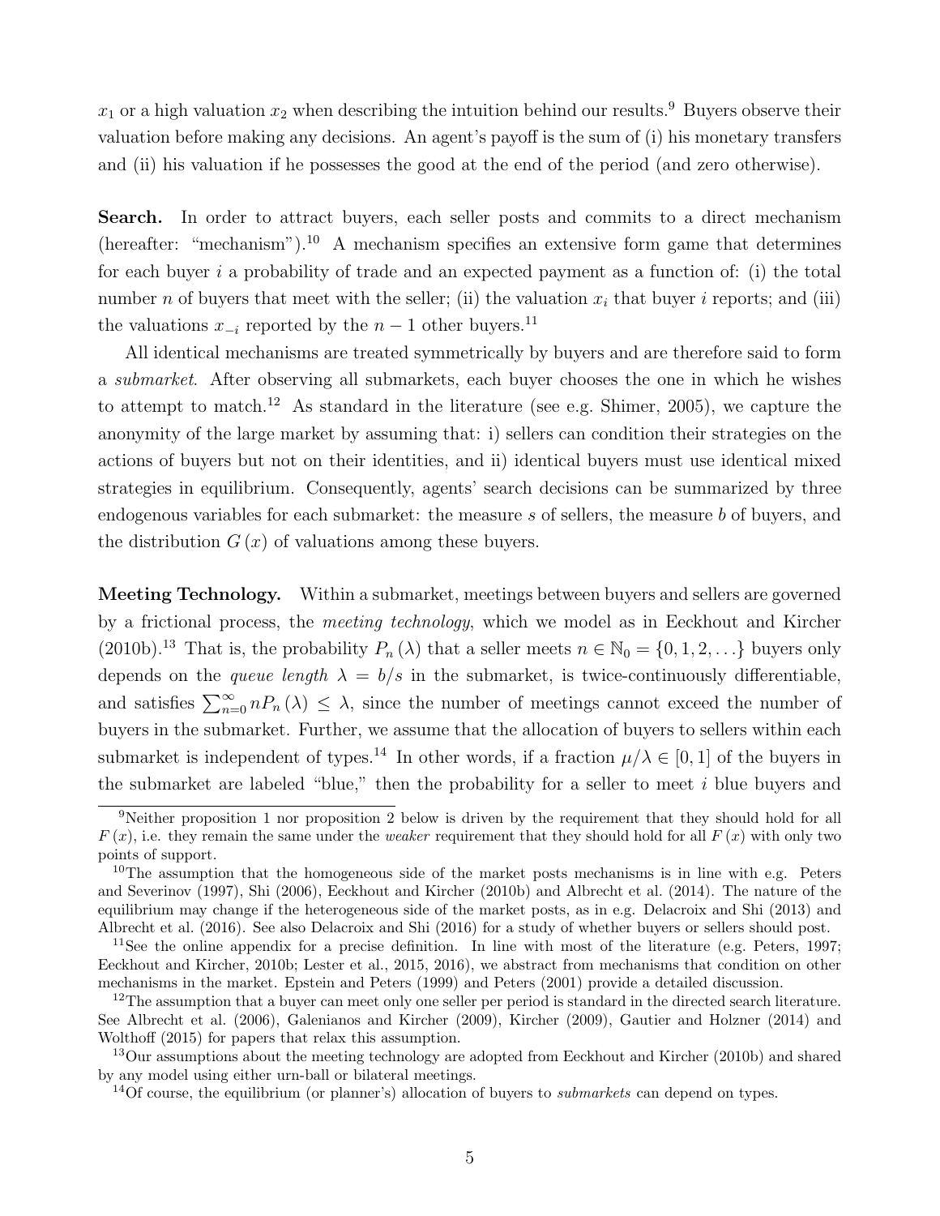$x_1$ or a high valuation $x_2$ when describing the intuition behind our results.[9] Buyers observe their valuation before making any decisions. An agent's payoff is the sum of (i) his monetary transfers and (ii) his valuation if he possesses the good at the end of the period (and zero otherwise).

**Search.** In order to attract buyers, each seller posts and commits to a direct mechanism (hereafter: "mechanism").[10] A mechanism specifies an extensive form game that determines for each buyer $i$ a probability of trade and an expected payment as a function of: (i) the total number $n$ of buyers that meet with the seller; (ii) the valuation $x_i$ that buyer $i$ reports; and (iii) the valuations $x_{-i}$ reported by the $n-1$ other buyers.[11]

All identical mechanisms are treated symmetrically by buyers and are therefore said to form a *submarket*. After observing all submarkets, each buyer chooses the one in which he wishes to attempt to match.[12] As standard in the literature (see e.g. Shimer, 2005), we capture the anonymity of the large market by assuming that: i) sellers can condition their strategies on the actions of buyers but not on their identities, and ii) identical buyers must use identical mixed strategies in equilibrium. Consequently, agents' search decisions can be summarized by three endogenous variables for each submarket: the measure $s$ of sellers, the measure $b$ of buyers, and the distribution $G(x)$ of valuations among these buyers.

**Meeting Technology.** Within a submarket, meetings between buyers and sellers are governed by a frictional process, the *meeting technology*, which we model as in Eeckhout and Kircher (2010b).[13] That is, the probability $P_n(\lambda)$ that a seller meets $n \in \mathbb{N}_0 = \{0, 1, 2, \ldots\}$ buyers only depends on the *queue length* $\lambda = b/s$ in the submarket, is twice-continuously differentiable, and satisfies $\sum_{n=0}^{\infty} nP_n(\lambda) \leq \lambda$, since the number of meetings cannot exceed the number of buyers in the submarket. Further, we assume that the allocation of buyers to sellers within each submarket is independent of types.[14] In other words, if a fraction $\mu/\lambda \in [0, 1]$ of the buyers in the submarket are labeled "blue," then the probability for a seller to meet $i$ blue buyers and

[9] Neither proposition 1 nor proposition 2 below is driven by the requirement that they should hold for all $F(x)$, i.e. they remain the same under the *weaker* requirement that they should hold for all $F(x)$ with only two points of support.

[10] The assumption that the homogeneous side of the market posts mechanisms is in line with e.g. Peters and Severinov (1997), Shi (2006), Eeckhout and Kircher (2010b) and Albrecht et al. (2014). The nature of the equilibrium may change if the heterogeneous side of the market posts, as in e.g. Delacroix and Shi (2013) and Albrecht et al. (2016). See also Delacroix and Shi (2016) for a study of whether buyers or sellers should post.

[11] See the online appendix for a precise definition. In line with most of the literature (e.g. Peters, 1997; Eeckhout and Kircher, 2010b; Lester et al., 2015, 2016), we abstract from mechanisms that condition on other mechanisms in the market. Epstein and Peters (1999) and Peters (2001) provide a detailed discussion.

[12] The assumption that a buyer can meet only one seller per period is standard in the directed search literature. See Albrecht et al. (2006), Galenianos and Kircher (2009), Kircher (2009), Gautier and Holzner (2014) and Wolthoff (2015) for papers that relax this assumption.

[13] Our assumptions about the meeting technology are adopted from Eeckhout and Kircher (2010b) and shared by any model using either urn-ball or bilateral meetings.

[14] Of course, the equilibrium (or planner's) allocation of buyers to *submarkets* can depend on types.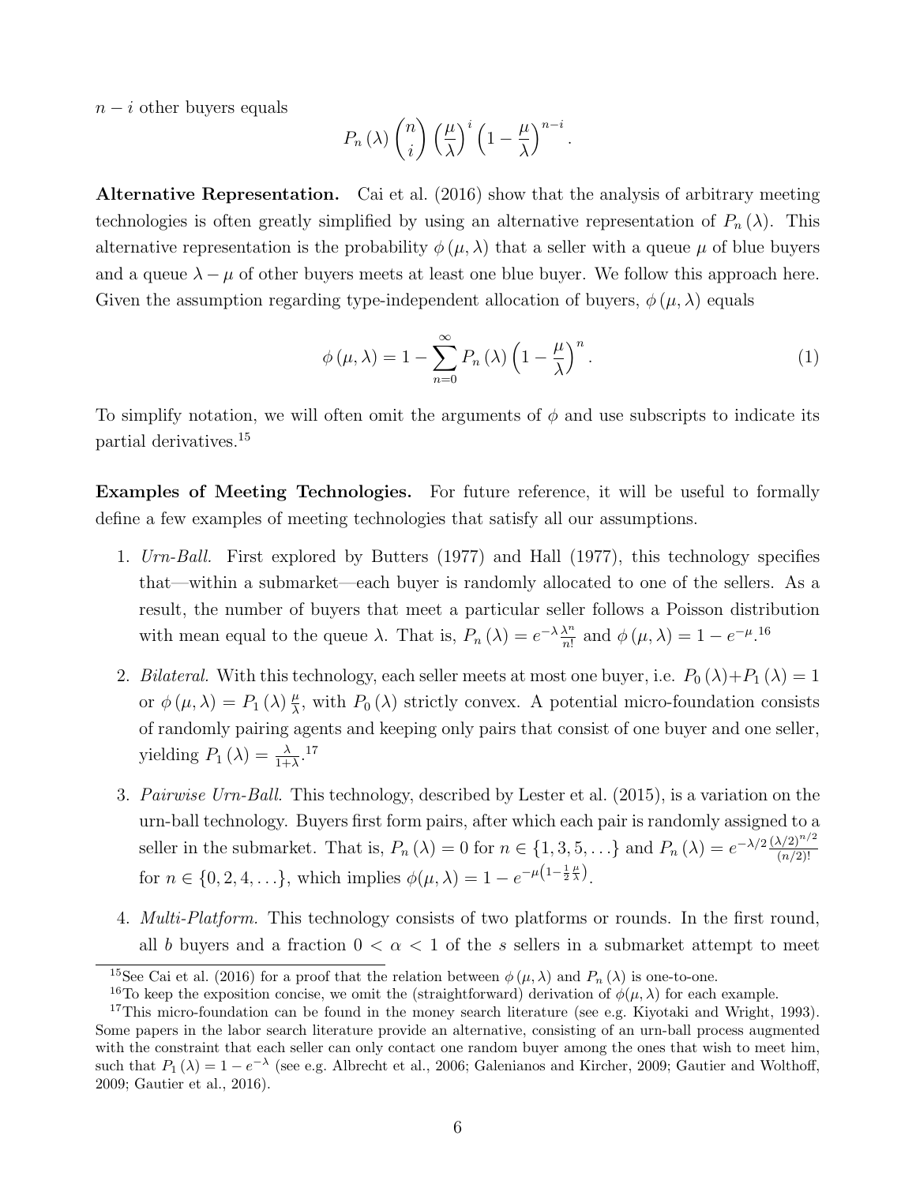$n-i$ other buyers equals

$$P_n(\lambda)\binom{n}{i}\left(\frac{\mu}{\lambda}\right)^i\left(1-\frac{\mu}{\lambda}\right)^{n-i}.$$

**Alternative Representation.** Cai et al. (2016) show that the analysis of arbitrary meeting technologies is often greatly simplified by using an alternative representation of $P_n(\lambda)$. This alternative representation is the probability $\phi(\mu, \lambda)$ that a seller with a queue $\mu$ of blue buyers and a queue $\lambda-\mu$ of other buyers meets at least one blue buyer. We follow this approach here. Given the assumption regarding type-independent allocation of buyers, $\phi(\mu, \lambda)$ equals

$$\phi(\mu, \lambda) = 1 - \sum_{n=0}^{\infty} P_n(\lambda)\left(1-\frac{\mu}{\lambda}\right)^n. \tag{1}$$

To simplify notation, we will often omit the arguments of $\phi$ and use subscripts to indicate its partial derivatives.[15]

**Examples of Meeting Technologies.** For future reference, it will be useful to formally define a few examples of meeting technologies that satisfy all our assumptions.

1. *Urn-Ball.* First explored by Butters (1977) and Hall (1977), this technology specifies that—within a submarket—each buyer is randomly allocated to one of the sellers. As a result, the number of buyers that meet a particular seller follows a Poisson distribution with mean equal to the queue $\lambda$. That is, $P_n(\lambda) = e^{-\lambda}\frac{\lambda^n}{n!}$ and $\phi(\mu, \lambda) = 1 - e^{-\mu}$.[16]

2. *Bilateral.* With this technology, each seller meets at most one buyer, i.e. $P_0(\lambda) + P_1(\lambda) = 1$ or $\phi(\mu, \lambda) = P_1(\lambda)\frac{\mu}{\lambda}$, with $P_0(\lambda)$ strictly convex. A potential micro-foundation consists of randomly pairing agents and keeping only pairs that consist of one buyer and one seller, yielding $P_1(\lambda) = \frac{\lambda}{1+\lambda}$.[17]

3. *Pairwise Urn-Ball.* This technology, described by Lester et al. (2015), is a variation on the urn-ball technology. Buyers first form pairs, after which each pair is randomly assigned to a seller in the submarket. That is, $P_n(\lambda) = 0$ for $n \in \{1, 3, 5, \ldots\}$ and $P_n(\lambda) = e^{-\lambda/2}\frac{(\lambda/2)^{n/2}}{(n/2)!}$ for $n \in \{0, 2, 4, \ldots\}$, which implies $\phi(\mu, \lambda) = 1 - e^{-\mu\left(1-\frac{1}{2}\frac{\mu}{\lambda}\right)}$.

4. *Multi-Platform.* This technology consists of two platforms or rounds. In the first round, all $b$ buyers and a fraction $0 < \alpha < 1$ of the $s$ sellers in a submarket attempt to meet

[15] See Cai et al. (2016) for a proof that the relation between $\phi(\mu, \lambda)$ and $P_n(\lambda)$ is one-to-one.

[16] To keep the exposition concise, we omit the (straightforward) derivation of $\phi(\mu, \lambda)$ for each example.

[17] This micro-foundation can be found in the money search literature (see e.g. Kiyotaki and Wright, 1993). Some papers in the labor search literature provide an alternative, consisting of an urn-ball process augmented with the constraint that each seller can only contact one random buyer among the ones that wish to meet him, such that $P_1(\lambda) = 1 - e^{-\lambda}$ (see e.g. Albrecht et al., 2006; Galenianos and Kircher, 2009; Gautier and Wolthoff, 2009; Gautier et al., 2016).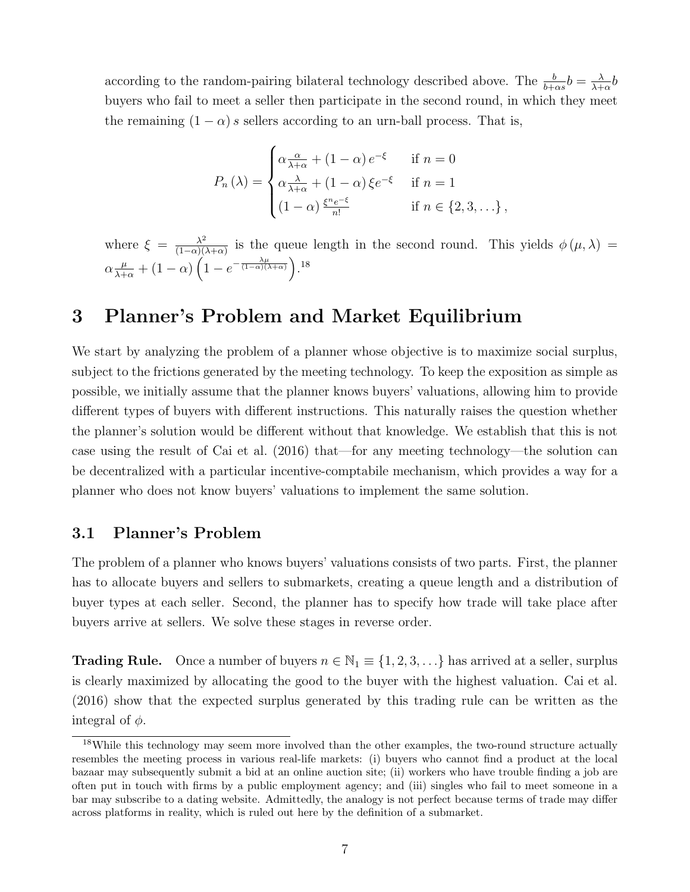according to the random-pairing bilateral technology described above. The $\frac{b}{b+\alpha s}b = \frac{\lambda}{\lambda+\alpha}b$ buyers who fail to meet a seller then participate in the second round, in which they meet the remaining $(1-\alpha)s$ sellers according to an urn-ball process. That is,

$$P_n(\lambda) = \begin{cases} \alpha \frac{\alpha}{\lambda+\alpha} + (1-\alpha) e^{-\xi} & \text{if } n = 0 \\ \alpha \frac{\lambda}{\lambda+\alpha} + (1-\alpha) \xi e^{-\xi} & \text{if } n = 1 \\ (1-\alpha) \frac{\xi^n e^{-\xi}}{n!} & \text{if } n \in \{2, 3, \ldots\}, \end{cases}$$

where $\xi = \frac{\lambda^2}{(1-\alpha)(\lambda+\alpha)}$ is the queue length in the second round. This yields $\phi(\mu, \lambda) = \alpha \frac{\mu}{\lambda+\alpha} + (1-\alpha)\left(1 - e^{-\frac{\lambda\mu}{(1-\alpha)(\lambda+\alpha)}}\right)$.[18]

# 3 Planner's Problem and Market Equilibrium

We start by analyzing the problem of a planner whose objective is to maximize social surplus, subject to the frictions generated by the meeting technology. To keep the exposition as simple as possible, we initially assume that the planner knows buyers' valuations, allowing him to provide different types of buyers with different instructions. This naturally raises the question whether the planner's solution would be different without that knowledge. We establish that this is not case using the result of Cai et al. (2016) that—for any meeting technology—the solution can be decentralized with a particular incentive-comptabile mechanism, which provides a way for a planner who does not know buyers' valuations to implement the same solution.

## 3.1 Planner's Problem

The problem of a planner who knows buyers' valuations consists of two parts. First, the planner has to allocate buyers and sellers to submarkets, creating a queue length and a distribution of buyer types at each seller. Second, the planner has to specify how trade will take place after buyers arrive at sellers. We solve these stages in reverse order.

**Trading Rule.** Once a number of buyers $n \in \mathbb{N}_1 \equiv \{1, 2, 3, \ldots\}$ has arrived at a seller, surplus is clearly maximized by allocating the good to the buyer with the highest valuation. Cai et al. (2016) show that the expected surplus generated by this trading rule can be written as the integral of $\phi$.

[18] While this technology may seem more involved than the other examples, the two-round structure actually resembles the meeting process in various real-life markets: (i) buyers who cannot find a product at the local bazaar may subsequently submit a bid at an online auction site; (ii) workers who have trouble finding a job are often put in touch with firms by a public employment agency; and (iii) singles who fail to meet someone in a bar may subscribe to a dating website. Admittedly, the analogy is not perfect because terms of trade may differ across platforms in reality, which is ruled out here by the definition of a submarket.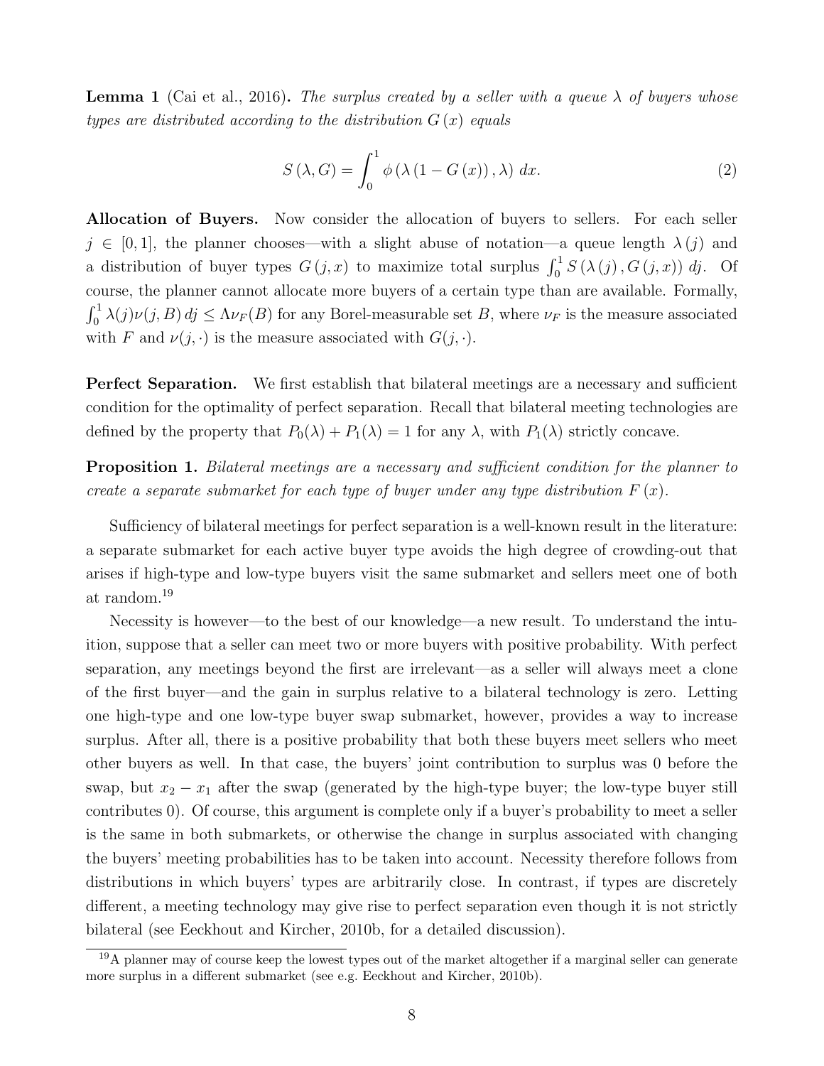**Lemma 1** (Cai et al., 2016)**.** *The surplus created by a seller with a queue $\lambda$ of buyers whose types are distributed according to the distribution $G(x)$ equals*

$$S(\lambda, G) = \int_0^1 \phi(\lambda(1 - G(x)), \lambda)\, dx. \tag{2}$$

**Allocation of Buyers.** Now consider the allocation of buyers to sellers. For each seller $j \in [0,1]$, the planner chooses—with a slight abuse of notation—a queue length $\lambda(j)$ and a distribution of buyer types $G(j,x)$ to maximize total surplus $\int_0^1 S(\lambda(j), G(j,x))\, dj$. Of course, the planner cannot allocate more buyers of a certain type than are available. Formally, $\int_0^1 \lambda(j)\nu(j,B)\, dj \leq \Lambda \nu_F(B)$ for any Borel-measurable set $B$, where $\nu_F$ is the measure associated with $F$ and $\nu(j,\cdot)$ is the measure associated with $G(j,\cdot)$.

**Perfect Separation.** We first establish that bilateral meetings are a necessary and sufficient condition for the optimality of perfect separation. Recall that bilateral meeting technologies are defined by the property that $P_0(\lambda) + P_1(\lambda) = 1$ for any $\lambda$, with $P_1(\lambda)$ strictly concave.

**Proposition 1.** *Bilateral meetings are a necessary and sufficient condition for the planner to create a separate submarket for each type of buyer under any type distribution $F(x)$.*

Sufficiency of bilateral meetings for perfect separation is a well-known result in the literature: a separate submarket for each active buyer type avoids the high degree of crowding-out that arises if high-type and low-type buyers visit the same submarket and sellers meet one of both at random.[19]

Necessity is however—to the best of our knowledge—a new result. To understand the intuition, suppose that a seller can meet two or more buyers with positive probability. With perfect separation, any meetings beyond the first are irrelevant—as a seller will always meet a clone of the first buyer—and the gain in surplus relative to a bilateral technology is zero. Letting one high-type and one low-type buyer swap submarket, however, provides a way to increase surplus. After all, there is a positive probability that both these buyers meet sellers who meet other buyers as well. In that case, the buyers' joint contribution to surplus was 0 before the swap, but $x_2 - x_1$ after the swap (generated by the high-type buyer; the low-type buyer still contributes 0). Of course, this argument is complete only if a buyer's probability to meet a seller is the same in both submarkets, or otherwise the change in surplus associated with changing the buyers' meeting probabilities has to be taken into account. Necessity therefore follows from distributions in which buyers' types are arbitrarily close. In contrast, if types are discretely different, a meeting technology may give rise to perfect separation even though it is not strictly bilateral (see Eeckhout and Kircher, 2010b, for a detailed discussion).

[19] A planner may of course keep the lowest types out of the market altogether if a marginal seller can generate more surplus in a different submarket (see e.g. Eeckhout and Kircher, 2010b).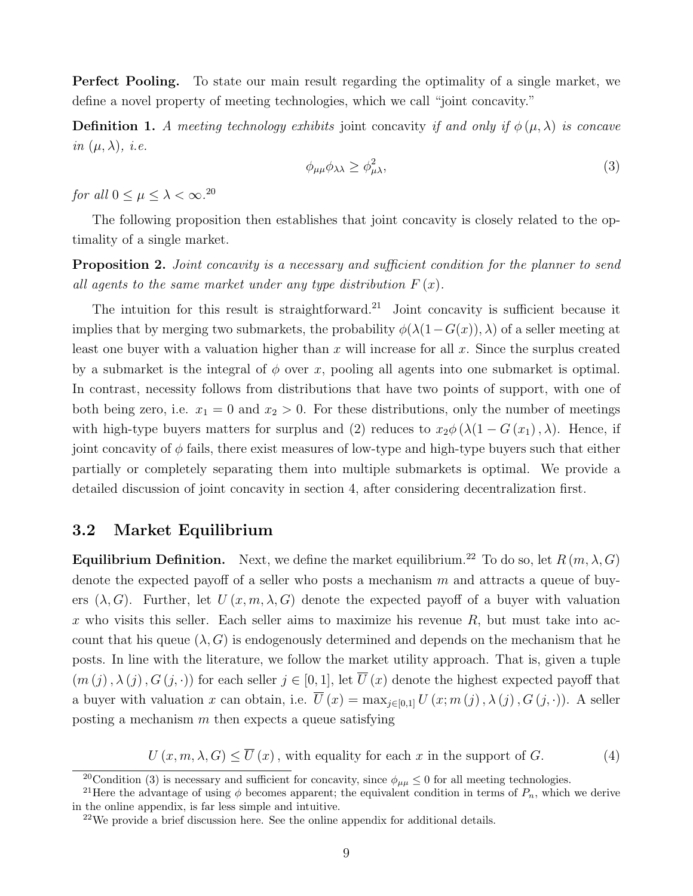**Perfect Pooling.** To state our main result regarding the optimality of a single market, we define a novel property of meeting technologies, which we call "joint concavity."

**Definition 1.** *A meeting technology exhibits* joint concavity *if and only if $\phi(\mu, \lambda)$ is concave in $(\mu, \lambda)$, i.e.*

$$\phi_{\mu\mu}\phi_{\lambda\lambda} \geq \phi_{\mu\lambda}^2, \tag{3}$$

*for all $0 \leq \mu \leq \lambda < \infty$.*[20]

The following proposition then establishes that joint concavity is closely related to the optimality of a single market.

**Proposition 2.** *Joint concavity is a necessary and sufficient condition for the planner to send all agents to the same market under any type distribution $F(x)$.*

The intuition for this result is straightforward.[21] Joint concavity is sufficient because it implies that by merging two submarkets, the probability $\phi(\lambda(1-G(x)), \lambda)$ of a seller meeting at least one buyer with a valuation higher than $x$ will increase for all $x$. Since the surplus created by a submarket is the integral of $\phi$ over $x$, pooling all agents into one submarket is optimal. In contrast, necessity follows from distributions that have two points of support, with one of both being zero, i.e. $x_1 = 0$ and $x_2 > 0$. For these distributions, only the number of meetings with high-type buyers matters for surplus and (2) reduces to $x_2\phi(\lambda(1 - G(x_1)), \lambda)$. Hence, if joint concavity of $\phi$ fails, there exist measures of low-type and high-type buyers such that either partially or completely separating them into multiple submarkets is optimal. We provide a detailed discussion of joint concavity in section 4, after considering decentralization first.

## 3.2 Market Equilibrium

**Equilibrium Definition.** Next, we define the market equilibrium.[22] To do so, let $R(m, \lambda, G)$ denote the expected payoff of a seller who posts a mechanism $m$ and attracts a queue of buyers $(\lambda, G)$. Further, let $U(x, m, \lambda, G)$ denote the expected payoff of a buyer with valuation $x$ who visits this seller. Each seller aims to maximize his revenue $R$, but must take into account that his queue $(\lambda, G)$ is endogenously determined and depends on the mechanism that he posts. In line with the literature, we follow the market utility approach. That is, given a tuple $(m(j), \lambda(j), G(j, \cdot))$ for each seller $j \in [0, 1]$, let $\overline{U}(x)$ denote the highest expected payoff that a buyer with valuation $x$ can obtain, i.e. $\overline{U}(x) = \max_{j\in[0,1]} U(x; m(j), \lambda(j), G(j, \cdot))$. A seller posting a mechanism $m$ then expects a queue satisfying

$$U(x, m, \lambda, G) \leq \overline{U}(x), \text{ with equality for each } x \text{ in the support of } G. \tag{4}$$

[20] Condition (3) is necessary and sufficient for concavity, since $\phi_{\mu\mu} \leq 0$ for all meeting technologies.

[21] Here the advantage of using $\phi$ becomes apparent; the equivalent condition in terms of $P_n$, which we derive in the online appendix, is far less simple and intuitive.

[22] We provide a brief discussion here. See the online appendix for additional details.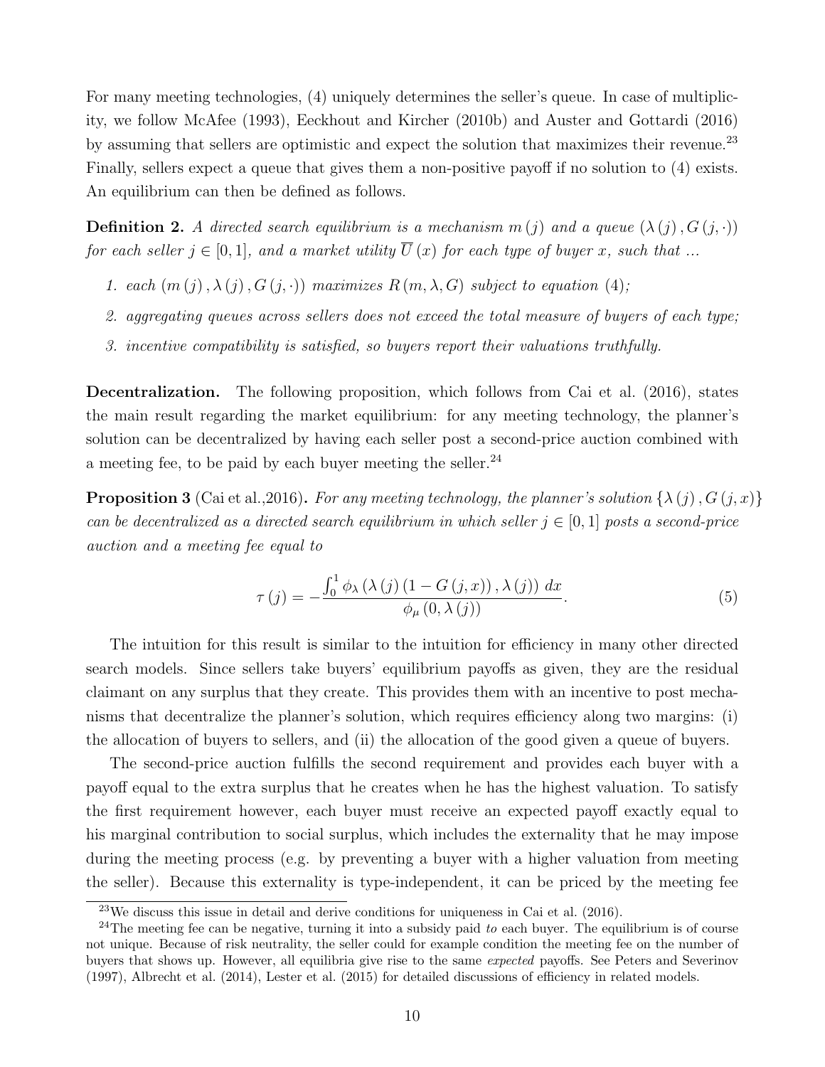For many meeting technologies, (4) uniquely determines the seller's queue. In case of multiplicity, we follow McAfee (1993), Eeckhout and Kircher (2010b) and Auster and Gottardi (2016) by assuming that sellers are optimistic and expect the solution that maximizes their revenue.[23] Finally, sellers expect a queue that gives them a non-positive payoff if no solution to (4) exists. An equilibrium can then be defined as follows.

**Definition 2.** *A directed search equilibrium is a mechanism $m(j)$ and a queue $(\lambda(j), G(j, \cdot))$ for each seller $j \in [0,1]$, and a market utility $\overline{U}(x)$ for each type of buyer $x$, such that ...*

1. *each $(m(j), \lambda(j), G(j, \cdot))$ maximizes $R(m, \lambda, G)$ subject to equation (4);*
2. *aggregating queues across sellers does not exceed the total measure of buyers of each type;*
3. *incentive compatibility is satisfied, so buyers report their valuations truthfully.*

**Decentralization.** The following proposition, which follows from Cai et al. (2016), states the main result regarding the market equilibrium: for any meeting technology, the planner's solution can be decentralized by having each seller post a second-price auction combined with a meeting fee, to be paid by each buyer meeting the seller.[24]

**Proposition 3** (Cai et al.,2016)**.** *For any meeting technology, the planner's solution $\{\lambda(j), G(j,x)\}$ can be decentralized as a directed search equilibrium in which seller $j \in [0,1]$ posts a second-price auction and a meeting fee equal to*

$$\tau(j) = -\frac{\int_0^1 \phi_\lambda(\lambda(j)(1 - G(j,x)), \lambda(j)) \, dx}{\phi_\mu(0, \lambda(j))}. \tag{5}$$

The intuition for this result is similar to the intuition for efficiency in many other directed search models. Since sellers take buyers' equilibrium payoffs as given, they are the residual claimant on any surplus that they create. This provides them with an incentive to post mechanisms that decentralize the planner's solution, which requires efficiency along two margins: (i) the allocation of buyers to sellers, and (ii) the allocation of the good given a queue of buyers.

The second-price auction fulfills the second requirement and provides each buyer with a payoff equal to the extra surplus that he creates when he has the highest valuation. To satisfy the first requirement however, each buyer must receive an expected payoff exactly equal to his marginal contribution to social surplus, which includes the externality that he may impose during the meeting process (e.g. by preventing a buyer with a higher valuation from meeting the seller). Because this externality is type-independent, it can be priced by the meeting fee

---

[23] We discuss this issue in detail and derive conditions for uniqueness in Cai et al. (2016).

[24] The meeting fee can be negative, turning it into a subsidy paid *to* each buyer. The equilibrium is of course not unique. Because of risk neutrality, the seller could for example condition the meeting fee on the number of buyers that shows up. However, all equilibria give rise to the same *expected* payoffs. See Peters and Severinov (1997), Albrecht et al. (2014), Lester et al. (2015) for detailed discussions of efficiency in related models.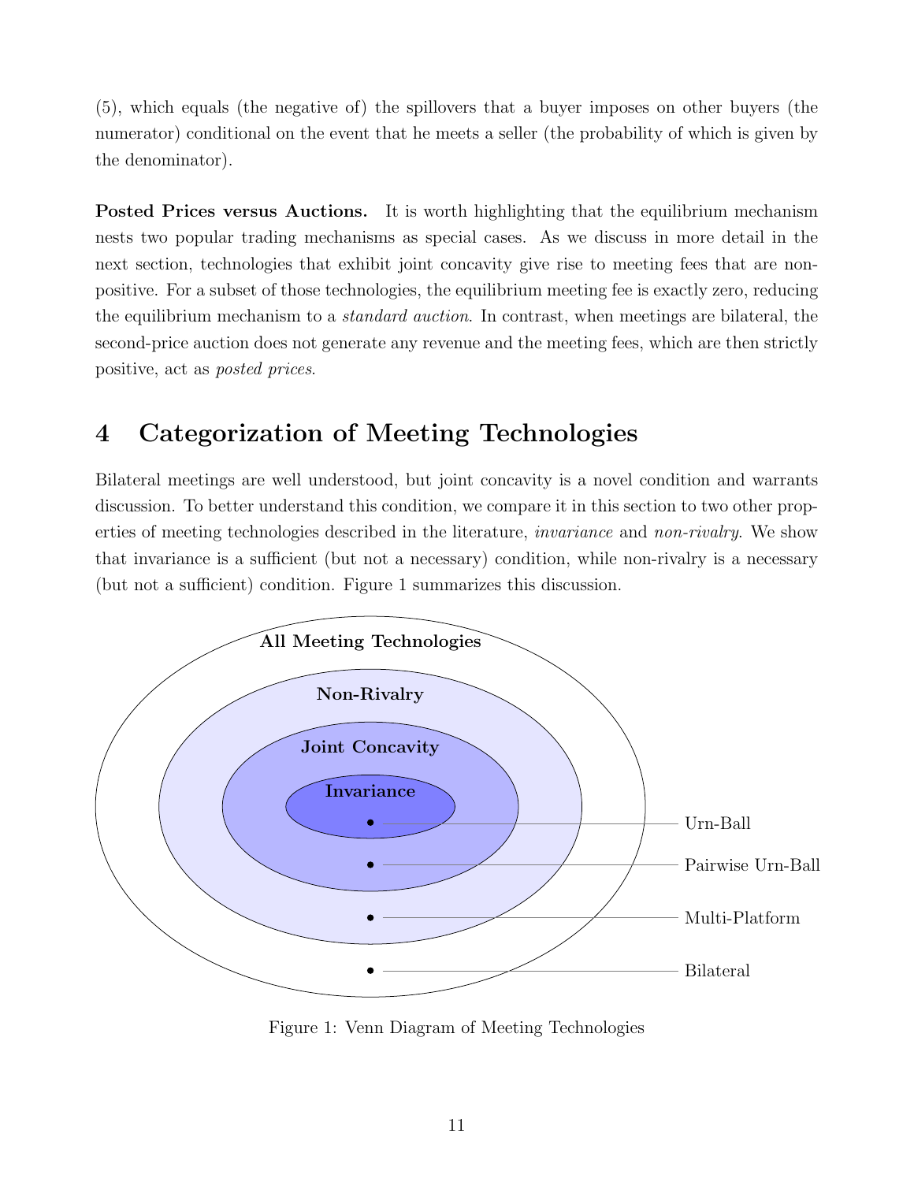(5), which equals (the negative of) the spillovers that a buyer imposes on other buyers (the numerator) conditional on the event that he meets a seller (the probability of which is given by the denominator).

**Posted Prices versus Auctions.** It is worth highlighting that the equilibrium mechanism nests two popular trading mechanisms as special cases. As we discuss in more detail in the next section, technologies that exhibit joint concavity give rise to meeting fees that are non-positive. For a subset of those technologies, the equilibrium meeting fee is exactly zero, reducing the equilibrium mechanism to a *standard auction*. In contrast, when meetings are bilateral, the second-price auction does not generate any revenue and the meeting fees, which are then strictly positive, act as *posted prices*.

# 4 Categorization of Meeting Technologies

Bilateral meetings are well understood, but joint concavity is a novel condition and warrants discussion. To better understand this condition, we compare it in this section to two other properties of meeting technologies described in the literature, *invariance* and *non-rivalry*. We show that invariance is a sufficient (but not a necessary) condition, while non-rivalry is a necessary (but not a sufficient) condition. Figure 1 summarizes this discussion.

**All Meeting Technologies** ⊃ **Non-Rivalry** ⊃ **Joint Concavity** ⊃ **Invariance**

- Urn-Ball (Invariance)
- Pairwise Urn-Ball (Joint Concavity)
- Multi-Platform (Non-Rivalry)
- Bilateral (All Meeting Technologies)

Figure 1: Venn Diagram of Meeting Technologies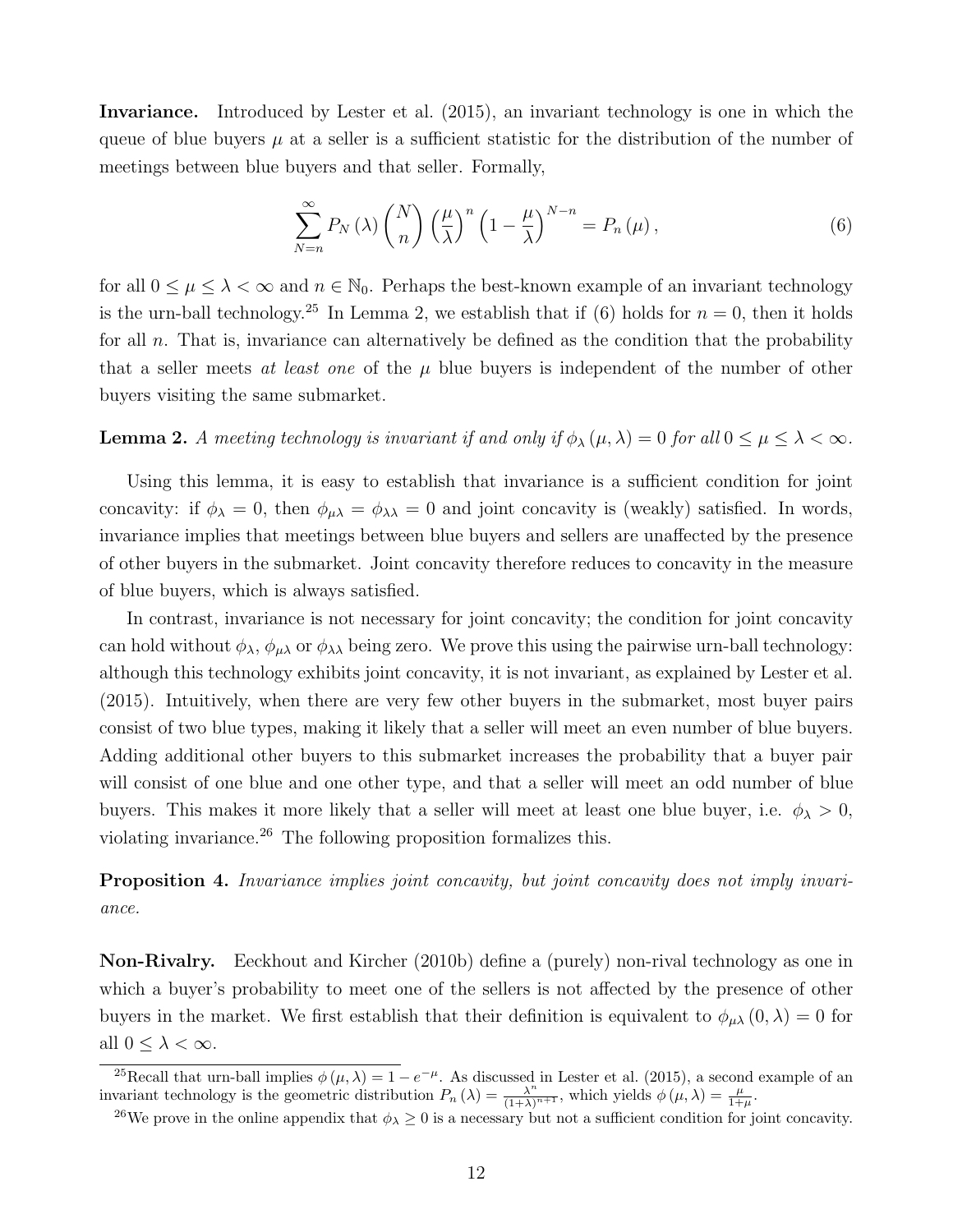**Invariance.** Introduced by Lester et al. (2015), an invariant technology is one in which the queue of blue buyers $\mu$ at a seller is a sufficient statistic for the distribution of the number of meetings between blue buyers and that seller. Formally,

$$\sum_{N=n}^{\infty} P_N(\lambda) \binom{N}{n} \left(\frac{\mu}{\lambda}\right)^n \left(1 - \frac{\mu}{\lambda}\right)^{N-n} = P_n(\mu), \tag{6}$$

for all $0 \leq \mu \leq \lambda < \infty$ and $n \in \mathbb{N}_0$. Perhaps the best-known example of an invariant technology is the urn-ball technology.[25] In Lemma 2, we establish that if (6) holds for $n = 0$, then it holds for all $n$. That is, invariance can alternatively be defined as the condition that the probability that a seller meets *at least one* of the $\mu$ blue buyers is independent of the number of other buyers visiting the same submarket.

**Lemma 2.** *A meeting technology is invariant if and only if $\phi_\lambda(\mu, \lambda) = 0$ for all $0 \leq \mu \leq \lambda < \infty$.*

Using this lemma, it is easy to establish that invariance is a sufficient condition for joint concavity: if $\phi_\lambda = 0$, then $\phi_{\mu\lambda} = \phi_{\lambda\lambda} = 0$ and joint concavity is (weakly) satisfied. In words, invariance implies that meetings between blue buyers and sellers are unaffected by the presence of other buyers in the submarket. Joint concavity therefore reduces to concavity in the measure of blue buyers, which is always satisfied.

In contrast, invariance is not necessary for joint concavity; the condition for joint concavity can hold without $\phi_\lambda$, $\phi_{\mu\lambda}$ or $\phi_{\lambda\lambda}$ being zero. We prove this using the pairwise urn-ball technology: although this technology exhibits joint concavity, it is not invariant, as explained by Lester et al. (2015). Intuitively, when there are very few other buyers in the submarket, most buyer pairs consist of two blue types, making it likely that a seller will meet an even number of blue buyers. Adding additional other buyers to this submarket increases the probability that a buyer pair will consist of one blue and one other type, and that a seller will meet an odd number of blue buyers. This makes it more likely that a seller will meet at least one blue buyer, i.e. $\phi_\lambda > 0$, violating invariance.[26] The following proposition formalizes this.

**Proposition 4.** *Invariance implies joint concavity, but joint concavity does not imply invariance.*

**Non-Rivalry.** Eeckhout and Kircher (2010b) define a (purely) non-rival technology as one in which a buyer's probability to meet one of the sellers is not affected by the presence of other buyers in the market. We first establish that their definition is equivalent to $\phi_{\mu\lambda}(0, \lambda) = 0$ for all $0 \leq \lambda < \infty$.

[25] Recall that urn-ball implies $\phi(\mu, \lambda) = 1 - e^{-\mu}$. As discussed in Lester et al. (2015), a second example of an invariant technology is the geometric distribution $P_n(\lambda) = \frac{\lambda^n}{(1+\lambda)^{n+1}}$, which yields $\phi(\mu, \lambda) = \frac{\mu}{1+\mu}$.

[26] We prove in the online appendix that $\phi_\lambda \geq 0$ is a necessary but not a sufficient condition for joint concavity.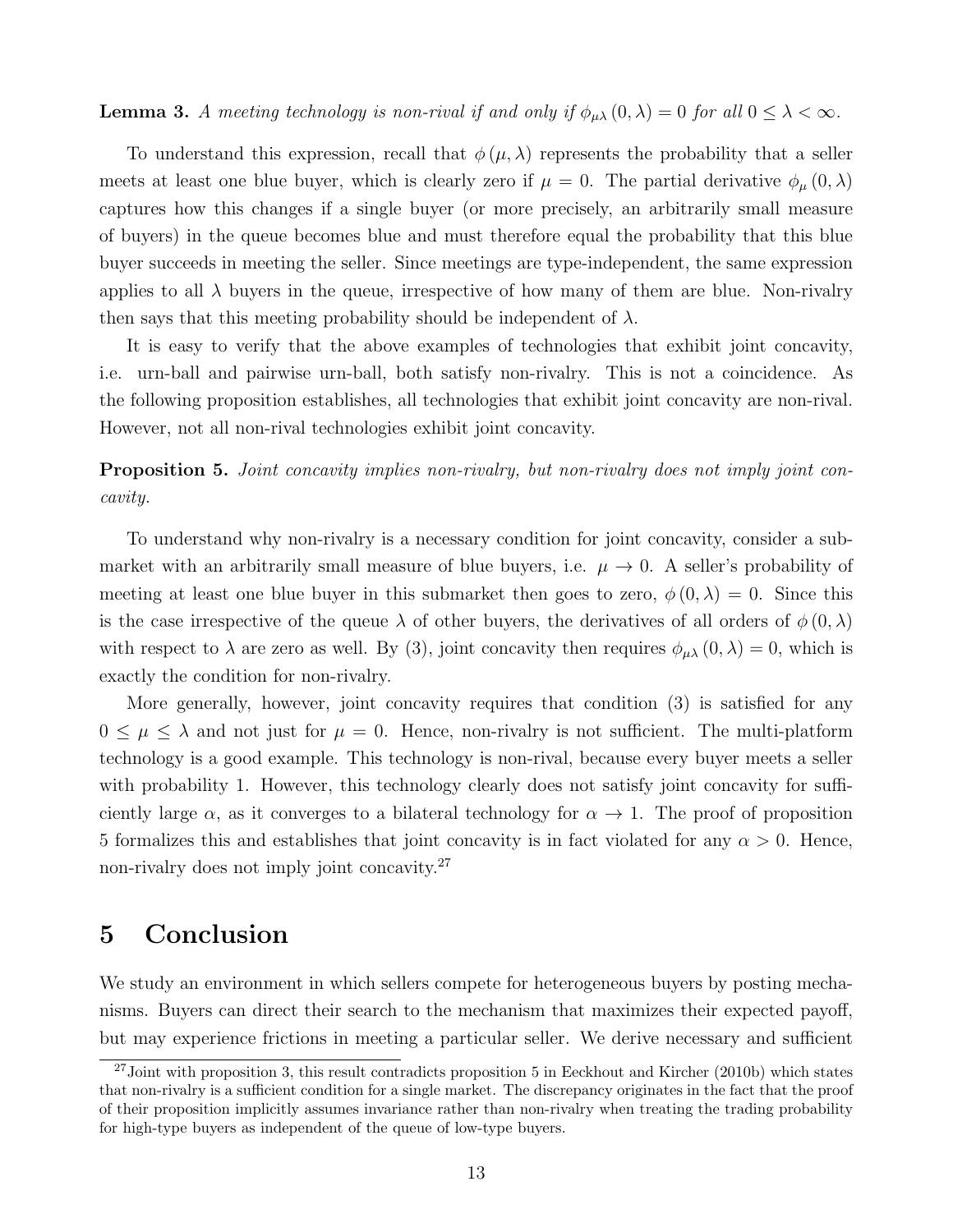**Lemma 3.** *A meeting technology is non-rival if and only if $\phi_{\mu\lambda}(0, \lambda) = 0$ for all $0 \leq \lambda < \infty$.*

To understand this expression, recall that $\phi(\mu, \lambda)$ represents the probability that a seller meets at least one blue buyer, which is clearly zero if $\mu = 0$. The partial derivative $\phi_{\mu}(0, \lambda)$ captures how this changes if a single buyer (or more precisely, an arbitrarily small measure of buyers) in the queue becomes blue and must therefore equal the probability that this blue buyer succeeds in meeting the seller. Since meetings are type-independent, the same expression applies to all $\lambda$ buyers in the queue, irrespective of how many of them are blue. Non-rivalry then says that this meeting probability should be independent of $\lambda$.

It is easy to verify that the above examples of technologies that exhibit joint concavity, i.e. urn-ball and pairwise urn-ball, both satisfy non-rivalry. This is not a coincidence. As the following proposition establishes, all technologies that exhibit joint concavity are non-rival. However, not all non-rival technologies exhibit joint concavity.

**Proposition 5.** *Joint concavity implies non-rivalry, but non-rivalry does not imply joint concavity.*

To understand why non-rivalry is a necessary condition for joint concavity, consider a submarket with an arbitrarily small measure of blue buyers, i.e. $\mu \to 0$. A seller's probability of meeting at least one blue buyer in this submarket then goes to zero, $\phi(0, \lambda) = 0$. Since this is the case irrespective of the queue $\lambda$ of other buyers, the derivatives of all orders of $\phi(0, \lambda)$ with respect to $\lambda$ are zero as well. By (3), joint concavity then requires $\phi_{\mu\lambda}(0, \lambda) = 0$, which is exactly the condition for non-rivalry.

More generally, however, joint concavity requires that condition (3) is satisfied for any $0 \leq \mu \leq \lambda$ and not just for $\mu = 0$. Hence, non-rivalry is not sufficient. The multi-platform technology is a good example. This technology is non-rival, because every buyer meets a seller with probability 1. However, this technology clearly does not satisfy joint concavity for sufficiently large $\alpha$, as it converges to a bilateral technology for $\alpha \to 1$. The proof of proposition 5 formalizes this and establishes that joint concavity is in fact violated for any $\alpha > 0$. Hence, non-rivalry does not imply joint concavity.[27]

# 5 Conclusion

We study an environment in which sellers compete for heterogeneous buyers by posting mechanisms. Buyers can direct their search to the mechanism that maximizes their expected payoff, but may experience frictions in meeting a particular seller. We derive necessary and sufficient

[27] Joint with proposition 3, this result contradicts proposition 5 in Eeckhout and Kircher (2010b) which states that non-rivalry is a sufficient condition for a single market. The discrepancy originates in the fact that the proof of their proposition implicitly assumes invariance rather than non-rivalry when treating the trading probability for high-type buyers as independent of the queue of low-type buyers.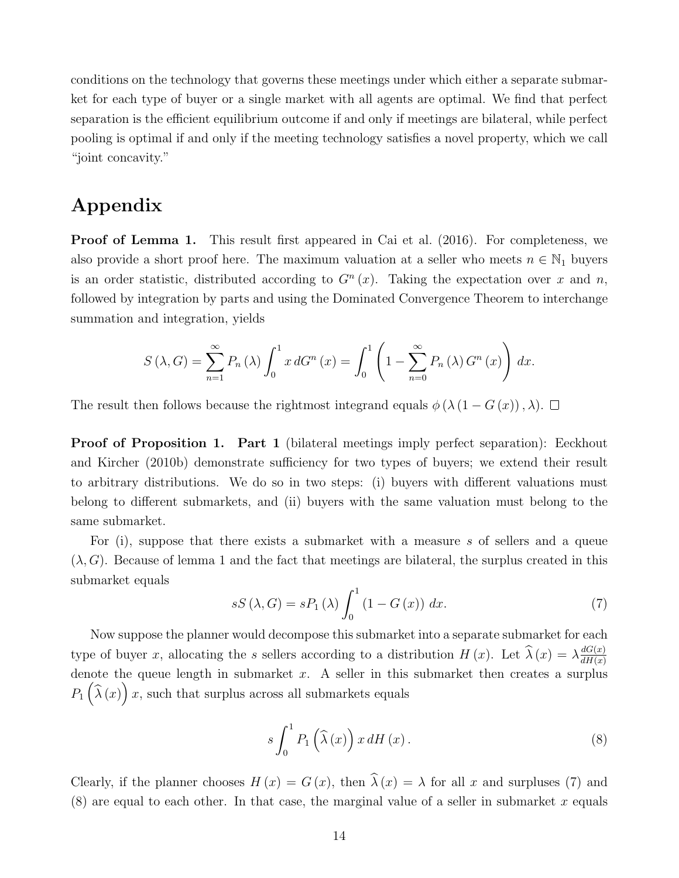conditions on the technology that governs these meetings under which either a separate submarket for each type of buyer or a single market with all agents are optimal. We find that perfect separation is the efficient equilibrium outcome if and only if meetings are bilateral, while perfect pooling is optimal if and only if the meeting technology satisfies a novel property, which we call "joint concavity."

# Appendix

**Proof of Lemma 1.** This result first appeared in Cai et al. (2016). For completeness, we also provide a short proof here. The maximum valuation at a seller who meets $n \in \mathbb{N}_1$ buyers is an order statistic, distributed according to $G^n(x)$. Taking the expectation over $x$ and $n$, followed by integration by parts and using the Dominated Convergence Theorem to interchange summation and integration, yields

$$S(\lambda, G) = \sum_{n=1}^{\infty} P_n(\lambda) \int_0^1 x \, dG^n(x) = \int_0^1 \left( 1 - \sum_{n=0}^{\infty} P_n(\lambda) G^n(x) \right) dx.$$

The result then follows because the rightmost integrand equals $\phi(\lambda(1 - G(x)), \lambda)$. $\square$

**Proof of Proposition 1.** **Part 1** (bilateral meetings imply perfect separation): Eeckhout and Kircher (2010b) demonstrate sufficiency for two types of buyers; we extend their result to arbitrary distributions. We do so in two steps: (i) buyers with different valuations must belong to different submarkets, and (ii) buyers with the same valuation must belong to the same submarket.

For (i), suppose that there exists a submarket with a measure $s$ of sellers and a queue $(\lambda, G)$. Because of lemma 1 and the fact that meetings are bilateral, the surplus created in this submarket equals

$$sS(\lambda, G) = sP_1(\lambda) \int_0^1 (1 - G(x)) \, dx. \tag{7}$$

Now suppose the planner would decompose this submarket into a separate submarket for each type of buyer $x$, allocating the $s$ sellers according to a distribution $H(x)$. Let $\widehat{\lambda}(x) = \lambda \frac{dG(x)}{dH(x)}$ denote the queue length in submarket $x$. A seller in this submarket then creates a surplus $P_1\left(\widehat{\lambda}(x)\right) x$, such that surplus across all submarkets equals

$$s \int_0^1 P_1\left(\widehat{\lambda}(x)\right) x \, dH(x). \tag{8}$$

Clearly, if the planner chooses $H(x) = G(x)$, then $\widehat{\lambda}(x) = \lambda$ for all $x$ and surpluses (7) and (8) are equal to each other. In that case, the marginal value of a seller in submarket $x$ equals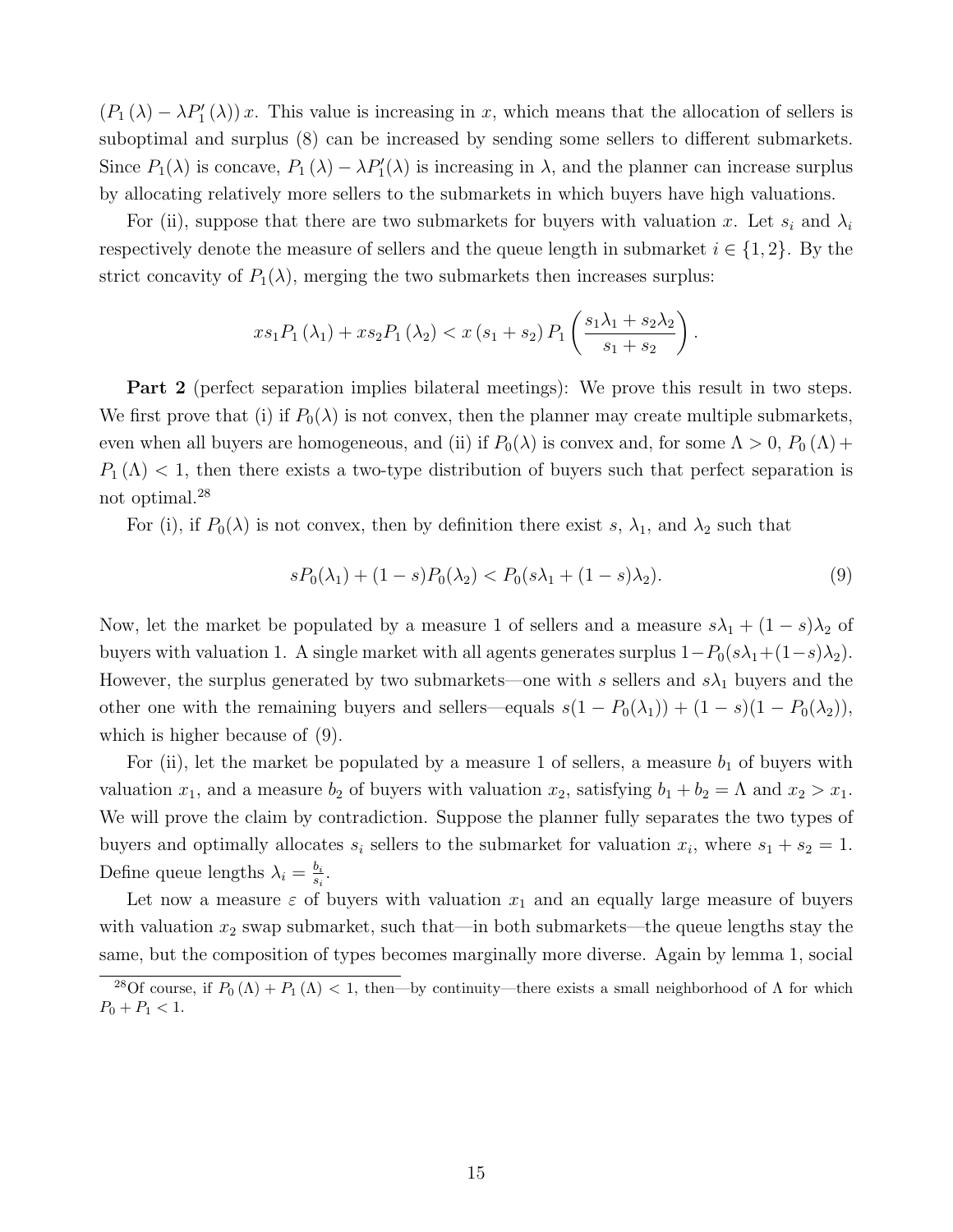$(P_1(\lambda) - \lambda P_1'(\lambda))\,x$. This value is increasing in $x$, which means that the allocation of sellers is suboptimal and surplus (8) can be increased by sending some sellers to different submarkets. Since $P_1(\lambda)$ is concave, $P_1(\lambda) - \lambda P_1'(\lambda)$ is increasing in $\lambda$, and the planner can increase surplus by allocating relatively more sellers to the submarkets in which buyers have high valuations.

For (ii), suppose that there are two submarkets for buyers with valuation $x$. Let $s_i$ and $\lambda_i$ respectively denote the measure of sellers and the queue length in submarket $i \in \{1, 2\}$. By the strict concavity of $P_1(\lambda)$, merging the two submarkets then increases surplus:

$$xs_1P_1(\lambda_1) + xs_2P_1(\lambda_2) < x(s_1 + s_2)\,P_1\left(\frac{s_1\lambda_1 + s_2\lambda_2}{s_1 + s_2}\right).$$

**Part 2** (perfect separation implies bilateral meetings): We prove this result in two steps. We first prove that (i) if $P_0(\lambda)$ is not convex, then the planner may create multiple submarkets, even when all buyers are homogeneous, and (ii) if $P_0(\lambda)$ is convex and, for some $\Lambda > 0$, $P_0(\Lambda) + P_1(\Lambda) < 1$, then there exists a two-type distribution of buyers such that perfect separation is not optimal.[28]

For (i), if $P_0(\lambda)$ is not convex, then by definition there exist $s$, $\lambda_1$, and $\lambda_2$ such that

$$sP_0(\lambda_1) + (1-s)P_0(\lambda_2) < P_0(s\lambda_1 + (1-s)\lambda_2). \tag{9}$$

Now, let the market be populated by a measure 1 of sellers and a measure $s\lambda_1 + (1-s)\lambda_2$ of buyers with valuation 1. A single market with all agents generates surplus $1 - P_0(s\lambda_1 + (1-s)\lambda_2)$. However, the surplus generated by two submarkets—one with $s$ sellers and $s\lambda_1$ buyers and the other one with the remaining buyers and sellers—equals $s(1 - P_0(\lambda_1)) + (1-s)(1 - P_0(\lambda_2))$, which is higher because of (9).

For (ii), let the market be populated by a measure 1 of sellers, a measure $b_1$ of buyers with valuation $x_1$, and a measure $b_2$ of buyers with valuation $x_2$, satisfying $b_1 + b_2 = \Lambda$ and $x_2 > x_1$. We will prove the claim by contradiction. Suppose the planner fully separates the two types of buyers and optimally allocates $s_i$ sellers to the submarket for valuation $x_i$, where $s_1 + s_2 = 1$. Define queue lengths $\lambda_i = \frac{b_i}{s_i}$.

Let now a measure $\varepsilon$ of buyers with valuation $x_1$ and an equally large measure of buyers with valuation $x_2$ swap submarket, such that—in both submarkets—the queue lengths stay the same, but the composition of types becomes marginally more diverse. Again by lemma 1, social

[28] Of course, if $P_0(\Lambda) + P_1(\Lambda) < 1$, then—by continuity—there exists a small neighborhood of $\Lambda$ for which $P_0 + P_1 < 1$.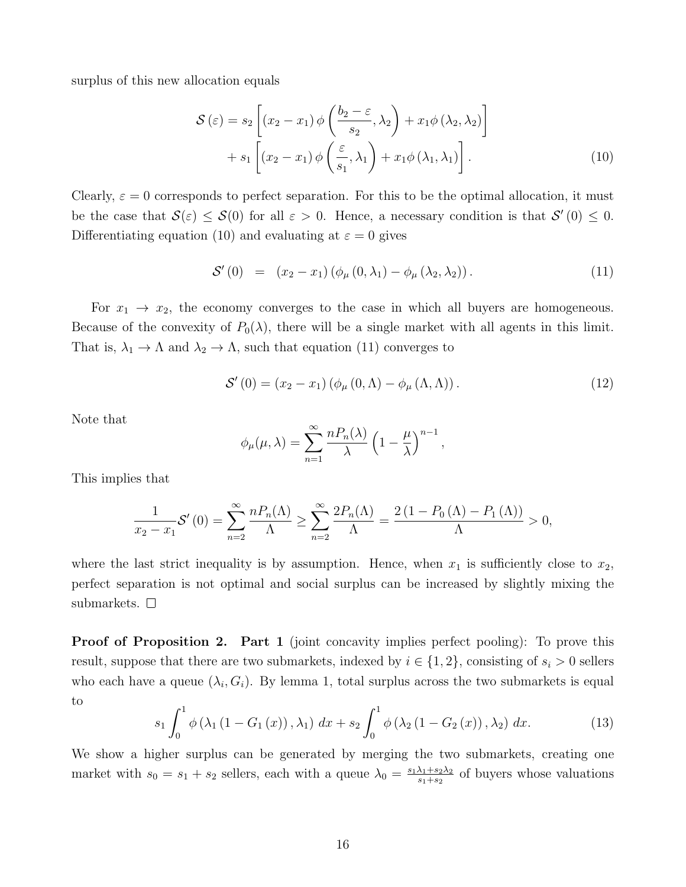surplus of this new allocation equals

$$\mathcal{S}(\varepsilon) = s_2 \left[ (x_2 - x_1) \phi \left( \frac{b_2 - \varepsilon}{s_2}, \lambda_2 \right) + x_1 \phi(\lambda_2, \lambda_2) \right] + s_1 \left[ (x_2 - x_1) \phi \left( \frac{\varepsilon}{s_1}, \lambda_1 \right) + x_1 \phi(\lambda_1, \lambda_1) \right]. \tag{10}$$

Clearly, $\varepsilon = 0$ corresponds to perfect separation. For this to be the optimal allocation, it must be the case that $\mathcal{S}(\varepsilon) \leq \mathcal{S}(0)$ for all $\varepsilon > 0$. Hence, a necessary condition is that $\mathcal{S}'(0) \leq 0$. Differentiating equation (10) and evaluating at $\varepsilon = 0$ gives

$$\mathcal{S}'(0) = (x_2 - x_1)(\phi_\mu(0, \lambda_1) - \phi_\mu(\lambda_2, \lambda_2)). \tag{11}$$

For $x_1 \to x_2$, the economy converges to the case in which all buyers are homogeneous. Because of the convexity of $P_0(\lambda)$, there will be a single market with all agents in this limit. That is, $\lambda_1 \to \Lambda$ and $\lambda_2 \to \Lambda$, such that equation (11) converges to

$$\mathcal{S}'(0) = (x_2 - x_1)(\phi_\mu(0, \Lambda) - \phi_\mu(\Lambda, \Lambda)). \tag{12}$$

Note that

$$\phi_\mu(\mu, \lambda) = \sum_{n=1}^{\infty} \frac{n P_n(\lambda)}{\lambda} \left(1 - \frac{\mu}{\lambda}\right)^{n-1},$$

This implies that

$$\frac{1}{x_2 - x_1} \mathcal{S}'(0) = \sum_{n=2}^{\infty} \frac{n P_n(\Lambda)}{\Lambda} \geq \sum_{n=2}^{\infty} \frac{2 P_n(\Lambda)}{\Lambda} = \frac{2(1 - P_0(\Lambda) - P_1(\Lambda))}{\Lambda} > 0,$$

where the last strict inequality is by assumption. Hence, when $x_1$ is sufficiently close to $x_2$, perfect separation is not optimal and social surplus can be increased by slightly mixing the submarkets. □

**Proof of Proposition 2. Part 1** (joint concavity implies perfect pooling): To prove this result, suppose that there are two submarkets, indexed by $i \in \{1, 2\}$, consisting of $s_i > 0$ sellers who each have a queue $(\lambda_i, G_i)$. By lemma 1, total surplus across the two submarkets is equal to

$$s_1 \int_0^1 \phi(\lambda_1(1 - G_1(x)), \lambda_1) \, dx + s_2 \int_0^1 \phi(\lambda_2(1 - G_2(x)), \lambda_2) \, dx. \tag{13}$$

We show a higher surplus can be generated by merging the two submarkets, creating one market with $s_0 = s_1 + s_2$ sellers, each with a queue $\lambda_0 = \frac{s_1 \lambda_1 + s_2 \lambda_2}{s_1 + s_2}$ of buyers whose valuations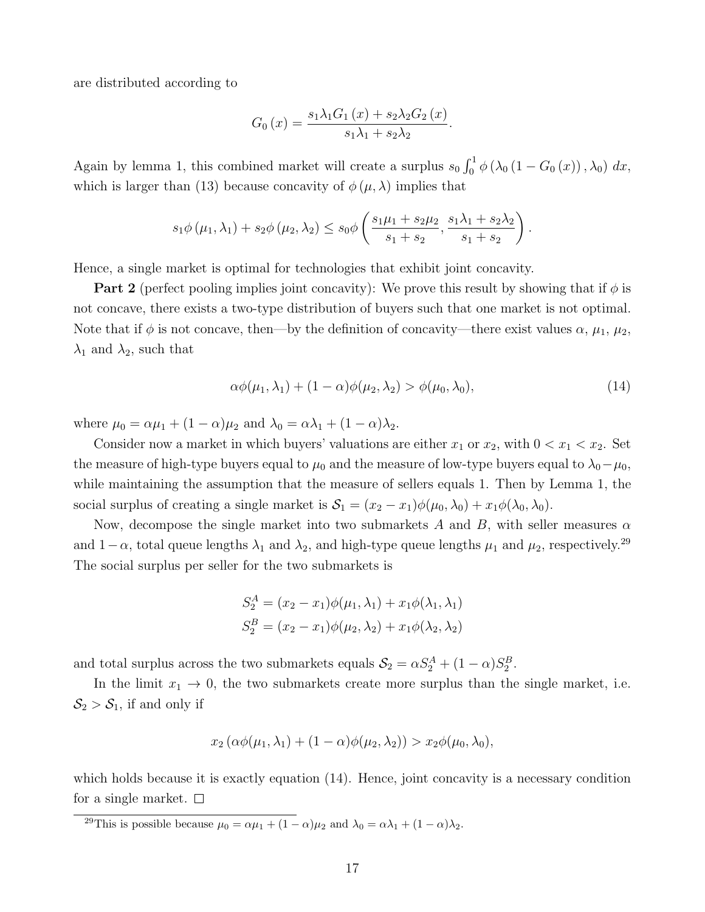are distributed according to

$$G_0(x) = \frac{s_1\lambda_1 G_1(x) + s_2\lambda_2 G_2(x)}{s_1\lambda_1 + s_2\lambda_2}.$$

Again by lemma 1, this combined market will create a surplus $s_0 \int_0^1 \phi(\lambda_0(1 - G_0(x)), \lambda_0)\, dx$, which is larger than (13) because concavity of $\phi(\mu, \lambda)$ implies that

$$s_1\phi(\mu_1, \lambda_1) + s_2\phi(\mu_2, \lambda_2) \le s_0\phi\left(\frac{s_1\mu_1 + s_2\mu_2}{s_1 + s_2}, \frac{s_1\lambda_1 + s_2\lambda_2}{s_1 + s_2}\right).$$

Hence, a single market is optimal for technologies that exhibit joint concavity.

**Part 2** (perfect pooling implies joint concavity): We prove this result by showing that if $\phi$ is not concave, there exists a two-type distribution of buyers such that one market is not optimal. Note that if $\phi$ is not concave, then—by the definition of concavity—there exist values $\alpha$, $\mu_1$, $\mu_2$, $\lambda_1$ and $\lambda_2$, such that

$$\alpha\phi(\mu_1, \lambda_1) + (1 - \alpha)\phi(\mu_2, \lambda_2) > \phi(\mu_0, \lambda_0), \tag{14}$$

where $\mu_0 = \alpha\mu_1 + (1 - \alpha)\mu_2$ and $\lambda_0 = \alpha\lambda_1 + (1 - \alpha)\lambda_2$.

Consider now a market in which buyers' valuations are either $x_1$ or $x_2$, with $0 < x_1 < x_2$. Set the measure of high-type buyers equal to $\mu_0$ and the measure of low-type buyers equal to $\lambda_0 - \mu_0$, while maintaining the assumption that the measure of sellers equals 1. Then by Lemma 1, the social surplus of creating a single market is $\mathcal{S}_1 = (x_2 - x_1)\phi(\mu_0, \lambda_0) + x_1\phi(\lambda_0, \lambda_0)$.

Now, decompose the single market into two submarkets $A$ and $B$, with seller measures $\alpha$ and $1 - \alpha$, total queue lengths $\lambda_1$ and $\lambda_2$, and high-type queue lengths $\mu_1$ and $\mu_2$, respectively.[29] The social surplus per seller for the two submarkets is

$$S_2^A = (x_2 - x_1)\phi(\mu_1, \lambda_1) + x_1\phi(\lambda_1, \lambda_1)$$
$$S_2^B = (x_2 - x_1)\phi(\mu_2, \lambda_2) + x_1\phi(\lambda_2, \lambda_2)$$

and total surplus across the two submarkets equals $\mathcal{S}_2 = \alpha S_2^A + (1 - \alpha)S_2^B$.

In the limit $x_1 \to 0$, the two submarkets create more surplus than the single market, i.e. $\mathcal{S}_2 > \mathcal{S}_1$, if and only if

$$x_2(\alpha\phi(\mu_1, \lambda_1) + (1 - \alpha)\phi(\mu_2, \lambda_2)) > x_2\phi(\mu_0, \lambda_0),$$

which holds because it is exactly equation (14). Hence, joint concavity is a necessary condition for a single market. □

[29] This is possible because $\mu_0 = \alpha\mu_1 + (1 - \alpha)\mu_2$ and $\lambda_0 = \alpha\lambda_1 + (1 - \alpha)\lambda_2$.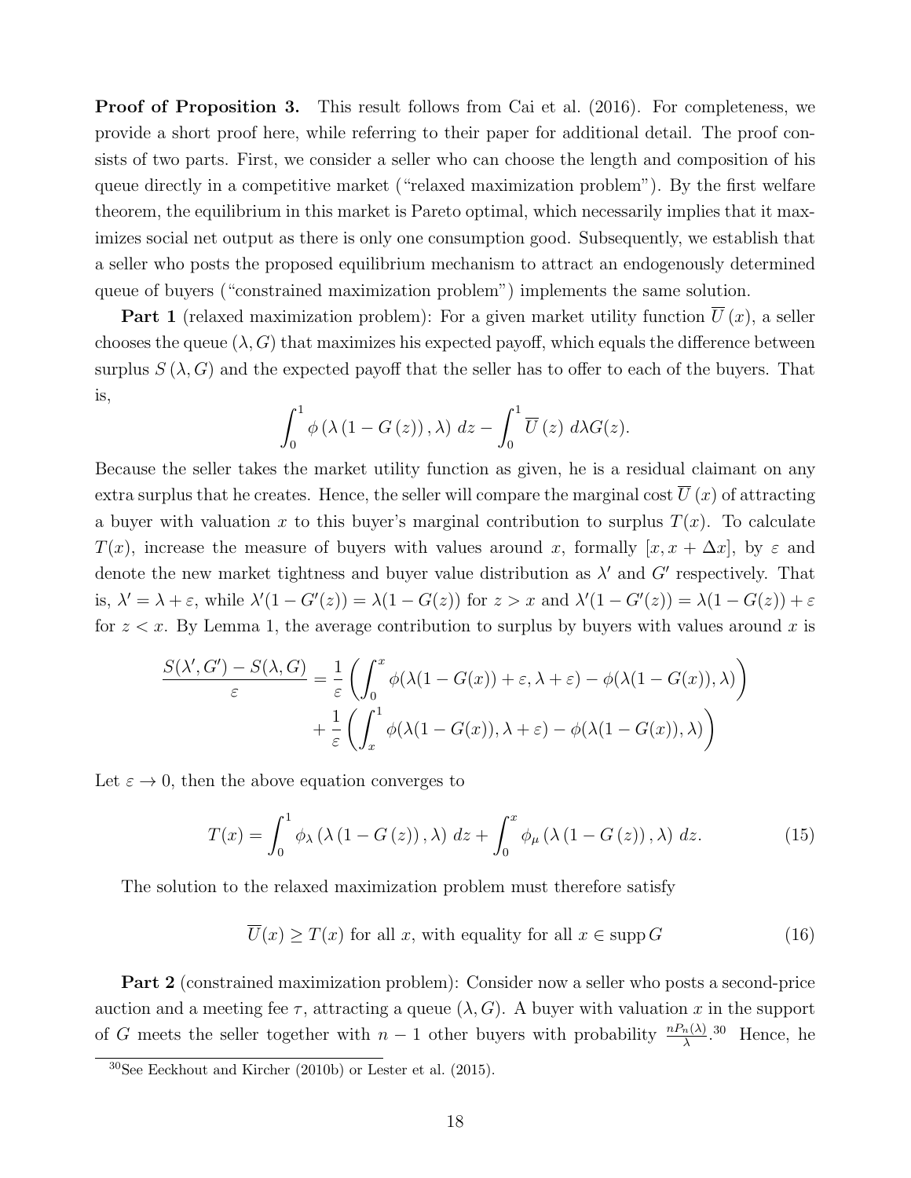**Proof of Proposition 3.** This result follows from Cai et al. (2016). For completeness, we provide a short proof here, while referring to their paper for additional detail. The proof consists of two parts. First, we consider a seller who can choose the length and composition of his queue directly in a competitive market ("relaxed maximization problem"). By the first welfare theorem, the equilibrium in this market is Pareto optimal, which necessarily implies that it maximizes social net output as there is only one consumption good. Subsequently, we establish that a seller who posts the proposed equilibrium mechanism to attract an endogenously determined queue of buyers ("constrained maximization problem") implements the same solution.

**Part 1** (relaxed maximization problem): For a given market utility function $\overline{U}(x)$, a seller chooses the queue $(\lambda, G)$ that maximizes his expected payoff, which equals the difference between surplus $S(\lambda, G)$ and the expected payoff that the seller has to offer to each of the buyers. That is,

$$\int_0^1 \phi\left(\lambda\left(1 - G\left(z\right)\right), \lambda\right)\, dz - \int_0^1 \overline{U}\left(z\right)\, d\lambda G(z).$$

Because the seller takes the market utility function as given, he is a residual claimant on any extra surplus that he creates. Hence, the seller will compare the marginal cost $\overline{U}(x)$ of attracting a buyer with valuation $x$ to this buyer's marginal contribution to surplus $T(x)$. To calculate $T(x)$, increase the measure of buyers with values around $x$, formally $[x, x + \Delta x]$, by $\varepsilon$ and denote the new market tightness and buyer value distribution as $\lambda'$ and $G'$ respectively. That is, $\lambda' = \lambda + \varepsilon$, while $\lambda'(1 - G'(z)) = \lambda(1 - G(z))$ for $z > x$ and $\lambda'(1 - G'(z)) = \lambda(1 - G(z)) + \varepsilon$ for $z < x$. By Lemma 1, the average contribution to surplus by buyers with values around $x$ is

$$\begin{aligned}\frac{S(\lambda', G') - S(\lambda, G)}{\varepsilon} &= \frac{1}{\varepsilon}\left(\int_0^x \phi(\lambda(1 - G(x)) + \varepsilon, \lambda + \varepsilon) - \phi(\lambda(1 - G(x)), \lambda)\right) \\ &\quad + \frac{1}{\varepsilon}\left(\int_x^1 \phi(\lambda(1 - G(x)), \lambda + \varepsilon) - \phi(\lambda(1 - G(x)), \lambda)\right)\end{aligned}$$

Let $\varepsilon \to 0$, then the above equation converges to

$$T(x) = \int_0^1 \phi_\lambda\left(\lambda\left(1 - G\left(z\right)\right), \lambda\right)\, dz + \int_0^x \phi_\mu\left(\lambda\left(1 - G\left(z\right)\right), \lambda\right)\, dz. \tag{15}$$

The solution to the relaxed maximization problem must therefore satisfy

$$\overline{U}(x) \geq T(x) \text{ for all } x\text{, with equality for all } x \in \operatorname{supp} G \tag{16}$$

**Part 2** (constrained maximization problem): Consider now a seller who posts a second-price auction and a meeting fee $\tau$, attracting a queue $(\lambda, G)$. A buyer with valuation $x$ in the support of $G$ meets the seller together with $n - 1$ other buyers with probability $\frac{nP_n(\lambda)}{\lambda}$.[30] Hence, he

[30] See Eeckhout and Kircher (2010b) or Lester et al. (2015).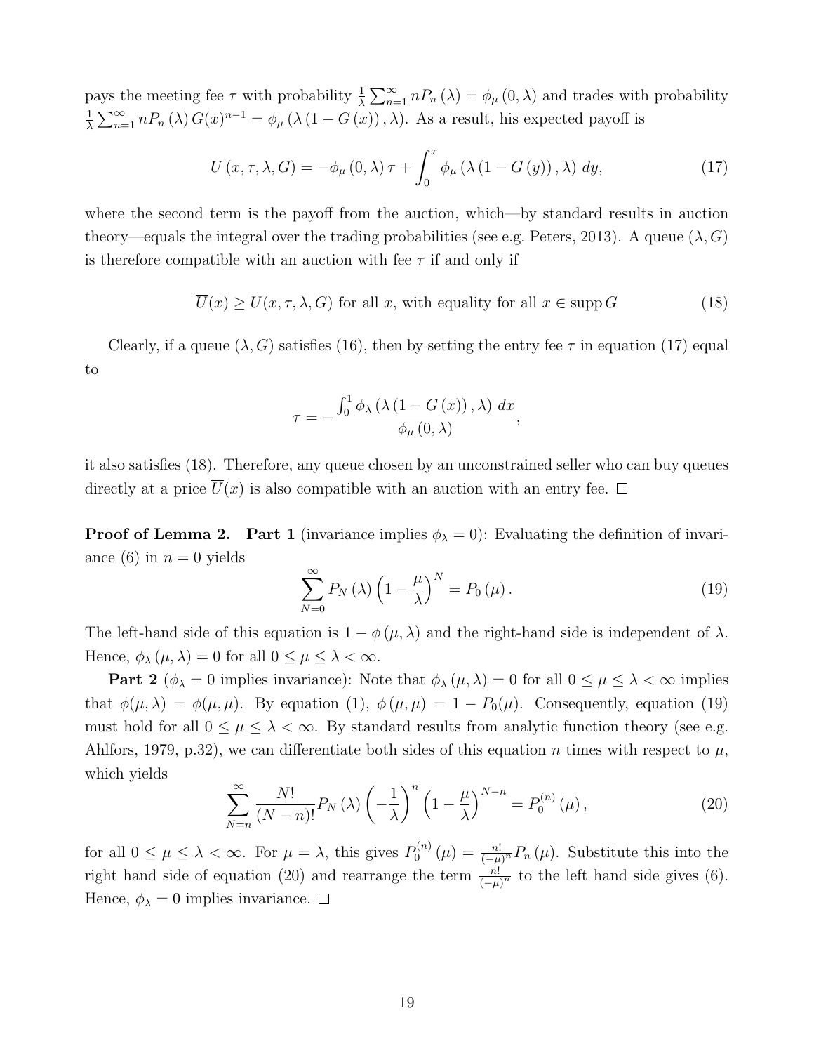pays the meeting fee $\tau$ with probability $\frac{1}{\lambda}\sum_{n=1}^{\infty} nP_n(\lambda) = \phi_\mu(0,\lambda)$ and trades with probability $\frac{1}{\lambda}\sum_{n=1}^{\infty} nP_n(\lambda) G(x)^{n-1} = \phi_\mu(\lambda(1-G(x)),\lambda)$. As a result, his expected payoff is

$$U(x,\tau,\lambda,G) = -\phi_\mu(0,\lambda)\tau + \int_0^x \phi_\mu(\lambda(1-G(y)),\lambda)\,dy, \tag{17}$$

where the second term is the payoff from the auction, which—by standard results in auction theory—equals the integral over the trading probabilities (see e.g. Peters, 2013). A queue $(\lambda, G)$ is therefore compatible with an auction with fee $\tau$ if and only if

$$\overline{U}(x) \geq U(x,\tau,\lambda,G) \text{ for all } x\text{, with equality for all } x \in \operatorname{supp} G \tag{18}$$

Clearly, if a queue $(\lambda, G)$ satisfies (16), then by setting the entry fee $\tau$ in equation (17) equal to

$$\tau = -\frac{\int_0^1 \phi_\lambda(\lambda(1-G(x)),\lambda)\,dx}{\phi_\mu(0,\lambda)},$$

it also satisfies (18). Therefore, any queue chosen by an unconstrained seller who can buy queues directly at a price $\overline{U}(x)$ is also compatible with an auction with an entry fee. □

**Proof of Lemma 2.** **Part 1** (invariance implies $\phi_\lambda = 0$): Evaluating the definition of invariance (6) in $n = 0$ yields

$$\sum_{N=0}^{\infty} P_N(\lambda)\left(1-\frac{\mu}{\lambda}\right)^N = P_0(\mu). \tag{19}$$

The left-hand side of this equation is $1-\phi(\mu,\lambda)$ and the right-hand side is independent of $\lambda$. Hence, $\phi_\lambda(\mu,\lambda) = 0$ for all $0 \leq \mu \leq \lambda < \infty$.

**Part 2** ($\phi_\lambda = 0$ implies invariance): Note that $\phi_\lambda(\mu,\lambda) = 0$ for all $0 \leq \mu \leq \lambda < \infty$ implies that $\phi(\mu,\lambda) = \phi(\mu,\mu)$. By equation (1), $\phi(\mu,\mu) = 1 - P_0(\mu)$. Consequently, equation (19) must hold for all $0 \leq \mu \leq \lambda < \infty$. By standard results from analytic function theory (see e.g. Ahlfors, 1979, p.32), we can differentiate both sides of this equation $n$ times with respect to $\mu$, which yields

$$\sum_{N=n}^{\infty} \frac{N!}{(N-n)!} P_N(\lambda)\left(-\frac{1}{\lambda}\right)^n \left(1-\frac{\mu}{\lambda}\right)^{N-n} = P_0^{(n)}(\mu), \tag{20}$$

for all $0 \leq \mu \leq \lambda < \infty$. For $\mu = \lambda$, this gives $P_0^{(n)}(\mu) = \frac{n!}{(-\mu)^n} P_n(\mu)$. Substitute this into the right hand side of equation (20) and rearrange the term $\frac{n!}{(-\mu)^n}$ to the left hand side gives (6). Hence, $\phi_\lambda = 0$ implies invariance. □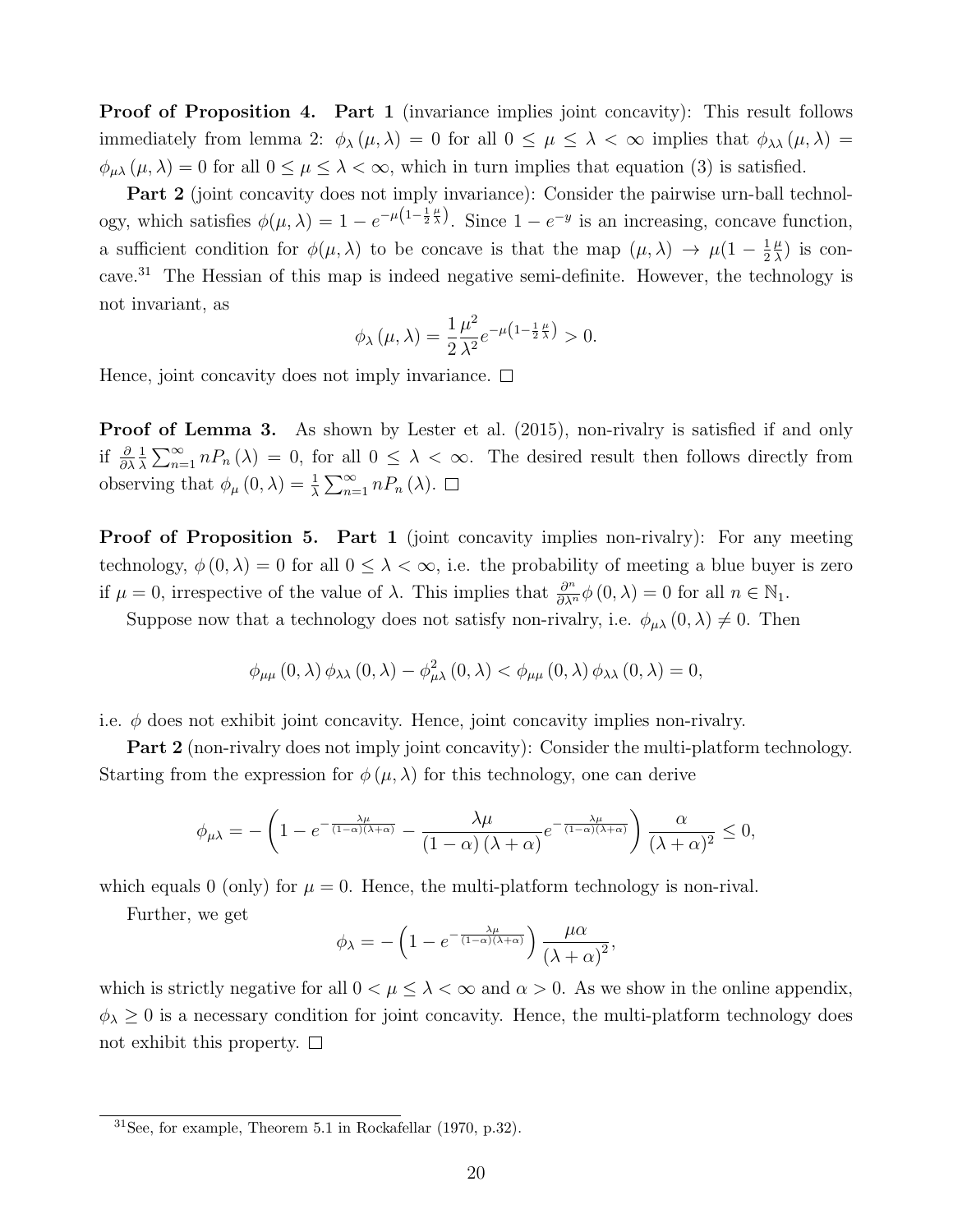**Proof of Proposition 4.** **Part 1** (invariance implies joint concavity): This result follows immediately from lemma 2: $\phi_\lambda(\mu,\lambda) = 0$ for all $0 \le \mu \le \lambda < \infty$ implies that $\phi_{\lambda\lambda}(\mu,\lambda) = \phi_{\mu\lambda}(\mu,\lambda) = 0$ for all $0 \le \mu \le \lambda < \infty$, which in turn implies that equation (3) is satisfied.

**Part 2** (joint concavity does not imply invariance): Consider the pairwise urn-ball technology, which satisfies $\phi(\mu,\lambda) = 1 - e^{-\mu\left(1-\frac{1}{2}\frac{\mu}{\lambda}\right)}$. Since $1 - e^{-y}$ is an increasing, concave function, a sufficient condition for $\phi(\mu,\lambda)$ to be concave is that the map $(\mu,\lambda) \to \mu(1 - \frac{1}{2}\frac{\mu}{\lambda})$ is concave.[31] The Hessian of this map is indeed negative semi-definite. However, the technology is not invariant, as

$$\phi_\lambda(\mu,\lambda) = \frac{1}{2}\frac{\mu^2}{\lambda^2}e^{-\mu\left(1-\frac{1}{2}\frac{\mu}{\lambda}\right)} > 0.$$

Hence, joint concavity does not imply invariance. □

**Proof of Lemma 3.** As shown by Lester et al. (2015), non-rivalry is satisfied if and only if $\frac{\partial}{\partial\lambda}\frac{1}{\lambda}\sum_{n=1}^{\infty} nP_n(\lambda) = 0$, for all $0 \le \lambda < \infty$. The desired result then follows directly from observing that $\phi_\mu(0,\lambda) = \frac{1}{\lambda}\sum_{n=1}^{\infty} nP_n(\lambda)$. □

**Proof of Proposition 5.** **Part 1** (joint concavity implies non-rivalry): For any meeting technology, $\phi(0,\lambda) = 0$ for all $0 \le \lambda < \infty$, i.e. the probability of meeting a blue buyer is zero if $\mu = 0$, irrespective of the value of $\lambda$. This implies that $\frac{\partial^n}{\partial\lambda^n}\phi(0,\lambda) = 0$ for all $n \in \mathbb{N}_1$.

Suppose now that a technology does not satisfy non-rivalry, i.e. $\phi_{\mu\lambda}(0,\lambda) \neq 0$. Then

$$\phi_{\mu\mu}(0,\lambda)\,\phi_{\lambda\lambda}(0,\lambda) - \phi_{\mu\lambda}^2(0,\lambda) < \phi_{\mu\mu}(0,\lambda)\,\phi_{\lambda\lambda}(0,\lambda) = 0,$$

i.e. $\phi$ does not exhibit joint concavity. Hence, joint concavity implies non-rivalry.

**Part 2** (non-rivalry does not imply joint concavity): Consider the multi-platform technology. Starting from the expression for $\phi(\mu,\lambda)$ for this technology, one can derive

$$\phi_{\mu\lambda} = -\left(1 - e^{-\frac{\lambda\mu}{(1-\alpha)(\lambda+\alpha)}} - \frac{\lambda\mu}{(1-\alpha)(\lambda+\alpha)}e^{-\frac{\lambda\mu}{(1-\alpha)(\lambda+\alpha)}}\right)\frac{\alpha}{(\lambda+\alpha)^2} \le 0,$$

which equals 0 (only) for $\mu = 0$. Hence, the multi-platform technology is non-rival.

Further, we get

$$\phi_\lambda = -\left(1 - e^{-\frac{\lambda\mu}{(1-\alpha)(\lambda+\alpha)}}\right)\frac{\mu\alpha}{(\lambda+\alpha)^2},$$

which is strictly negative for all $0 < \mu \le \lambda < \infty$ and $\alpha > 0$. As we show in the online appendix, $\phi_\lambda \ge 0$ is a necessary condition for joint concavity. Hence, the multi-platform technology does not exhibit this property. □

[31] See, for example, Theorem 5.1 in Rockafellar (1970, p.32).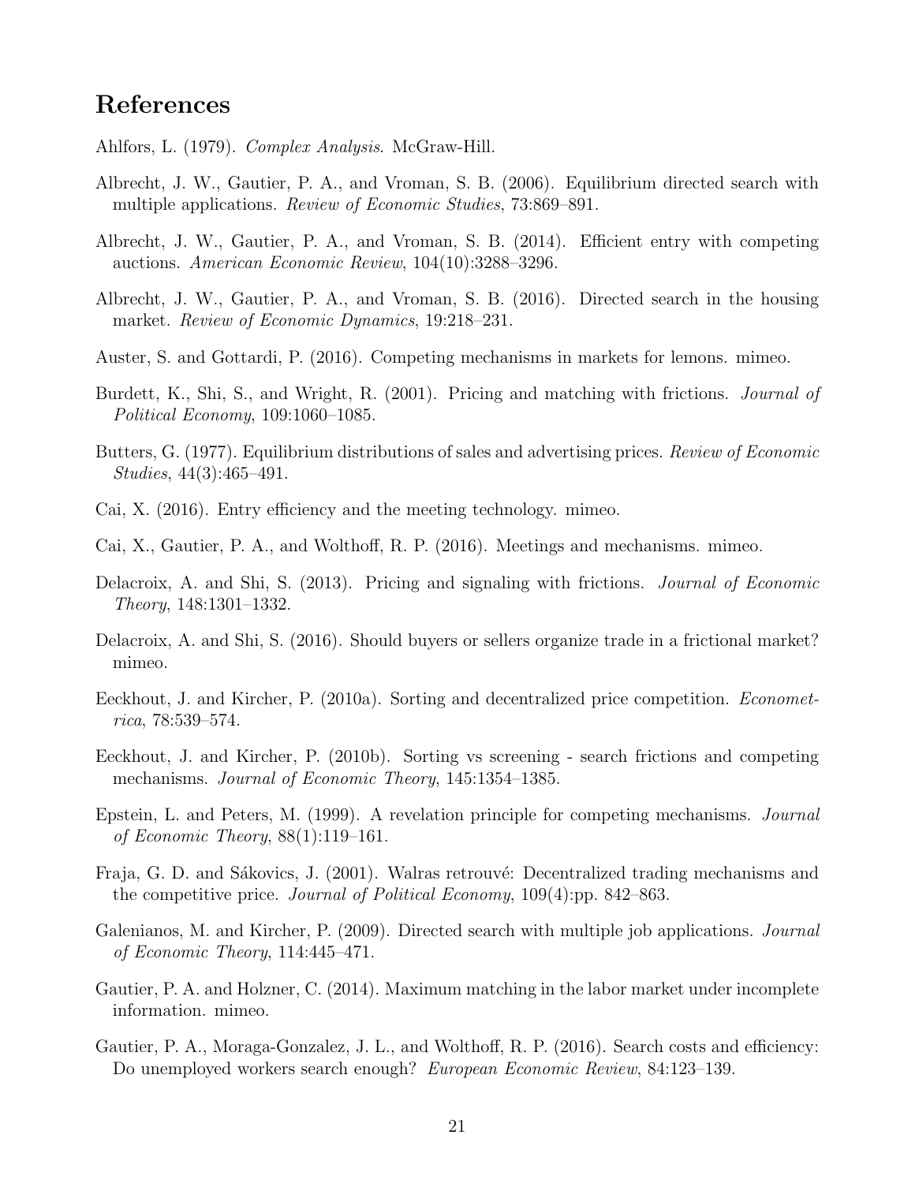# References

Ahlfors, L. (1979). *Complex Analysis*. McGraw-Hill.

Albrecht, J. W., Gautier, P. A., and Vroman, S. B. (2006). Equilibrium directed search with multiple applications. *Review of Economic Studies*, 73:869–891.

Albrecht, J. W., Gautier, P. A., and Vroman, S. B. (2014). Efficient entry with competing auctions. *American Economic Review*, 104(10):3288–3296.

Albrecht, J. W., Gautier, P. A., and Vroman, S. B. (2016). Directed search in the housing market. *Review of Economic Dynamics*, 19:218–231.

Auster, S. and Gottardi, P. (2016). Competing mechanisms in markets for lemons. mimeo.

Burdett, K., Shi, S., and Wright, R. (2001). Pricing and matching with frictions. *Journal of Political Economy*, 109:1060–1085.

Butters, G. (1977). Equilibrium distributions of sales and advertising prices. *Review of Economic Studies*, 44(3):465–491.

Cai, X. (2016). Entry efficiency and the meeting technology. mimeo.

Cai, X., Gautier, P. A., and Wolthoff, R. P. (2016). Meetings and mechanisms. mimeo.

Delacroix, A. and Shi, S. (2013). Pricing and signaling with frictions. *Journal of Economic Theory*, 148:1301–1332.

Delacroix, A. and Shi, S. (2016). Should buyers or sellers organize trade in a frictional market? mimeo.

Eeckhout, J. and Kircher, P. (2010a). Sorting and decentralized price competition. *Econometrica*, 78:539–574.

Eeckhout, J. and Kircher, P. (2010b). Sorting vs screening - search frictions and competing mechanisms. *Journal of Economic Theory*, 145:1354–1385.

Epstein, L. and Peters, M. (1999). A revelation principle for competing mechanisms. *Journal of Economic Theory*, 88(1):119–161.

Fraja, G. D. and Sákovics, J. (2001). Walras retrouvé: Decentralized trading mechanisms and the competitive price. *Journal of Political Economy*, 109(4):pp. 842–863.

Galenianos, M. and Kircher, P. (2009). Directed search with multiple job applications. *Journal of Economic Theory*, 114:445–471.

Gautier, P. A. and Holzner, C. (2014). Maximum matching in the labor market under incomplete information. mimeo.

Gautier, P. A., Moraga-Gonzalez, J. L., and Wolthoff, R. P. (2016). Search costs and efficiency: Do unemployed workers search enough? *European Economic Review*, 84:123–139.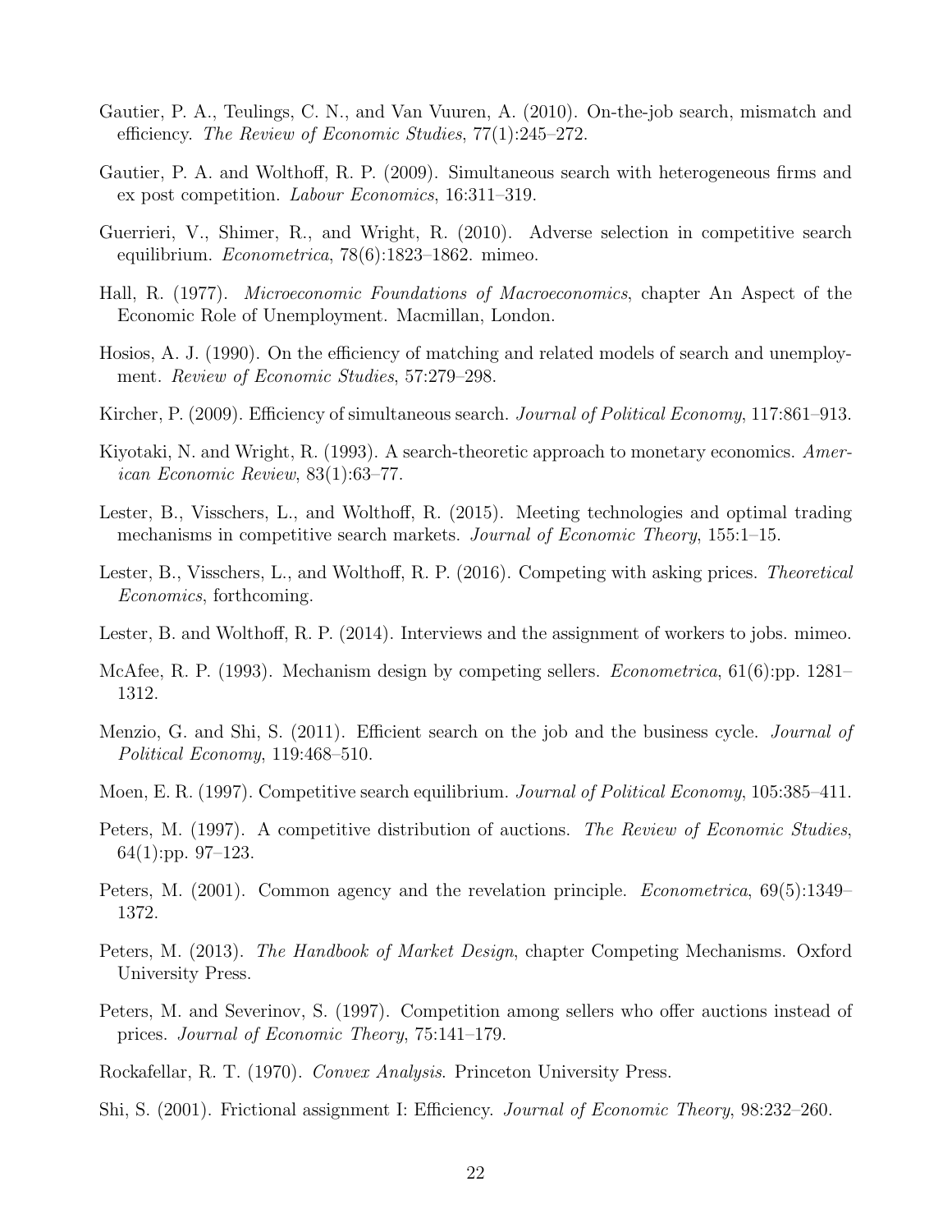Gautier, P. A., Teulings, C. N., and Van Vuuren, A. (2010). On-the-job search, mismatch and efficiency. *The Review of Economic Studies*, 77(1):245–272.

Gautier, P. A. and Wolthoff, R. P. (2009). Simultaneous search with heterogeneous firms and ex post competition. *Labour Economics*, 16:311–319.

Guerrieri, V., Shimer, R., and Wright, R. (2010). Adverse selection in competitive search equilibrium. *Econometrica*, 78(6):1823–1862. mimeo.

Hall, R. (1977). *Microeconomic Foundations of Macroeconomics*, chapter An Aspect of the Economic Role of Unemployment. Macmillan, London.

Hosios, A. J. (1990). On the efficiency of matching and related models of search and unemployment. *Review of Economic Studies*, 57:279–298.

Kircher, P. (2009). Efficiency of simultaneous search. *Journal of Political Economy*, 117:861–913.

Kiyotaki, N. and Wright, R. (1993). A search-theoretic approach to monetary economics. *American Economic Review*, 83(1):63–77.

Lester, B., Visschers, L., and Wolthoff, R. (2015). Meeting technologies and optimal trading mechanisms in competitive search markets. *Journal of Economic Theory*, 155:1–15.

Lester, B., Visschers, L., and Wolthoff, R. P. (2016). Competing with asking prices. *Theoretical Economics*, forthcoming.

Lester, B. and Wolthoff, R. P. (2014). Interviews and the assignment of workers to jobs. mimeo.

McAfee, R. P. (1993). Mechanism design by competing sellers. *Econometrica*, 61(6):pp. 1281–1312.

Menzio, G. and Shi, S. (2011). Efficient search on the job and the business cycle. *Journal of Political Economy*, 119:468–510.

Moen, E. R. (1997). Competitive search equilibrium. *Journal of Political Economy*, 105:385–411.

Peters, M. (1997). A competitive distribution of auctions. *The Review of Economic Studies*, 64(1):pp. 97–123.

Peters, M. (2001). Common agency and the revelation principle. *Econometrica*, 69(5):1349–1372.

Peters, M. (2013). *The Handbook of Market Design*, chapter Competing Mechanisms. Oxford University Press.

Peters, M. and Severinov, S. (1997). Competition among sellers who offer auctions instead of prices. *Journal of Economic Theory*, 75:141–179.

Rockafellar, R. T. (1970). *Convex Analysis*. Princeton University Press.

Shi, S. (2001). Frictional assignment I: Efficiency. *Journal of Economic Theory*, 98:232–260.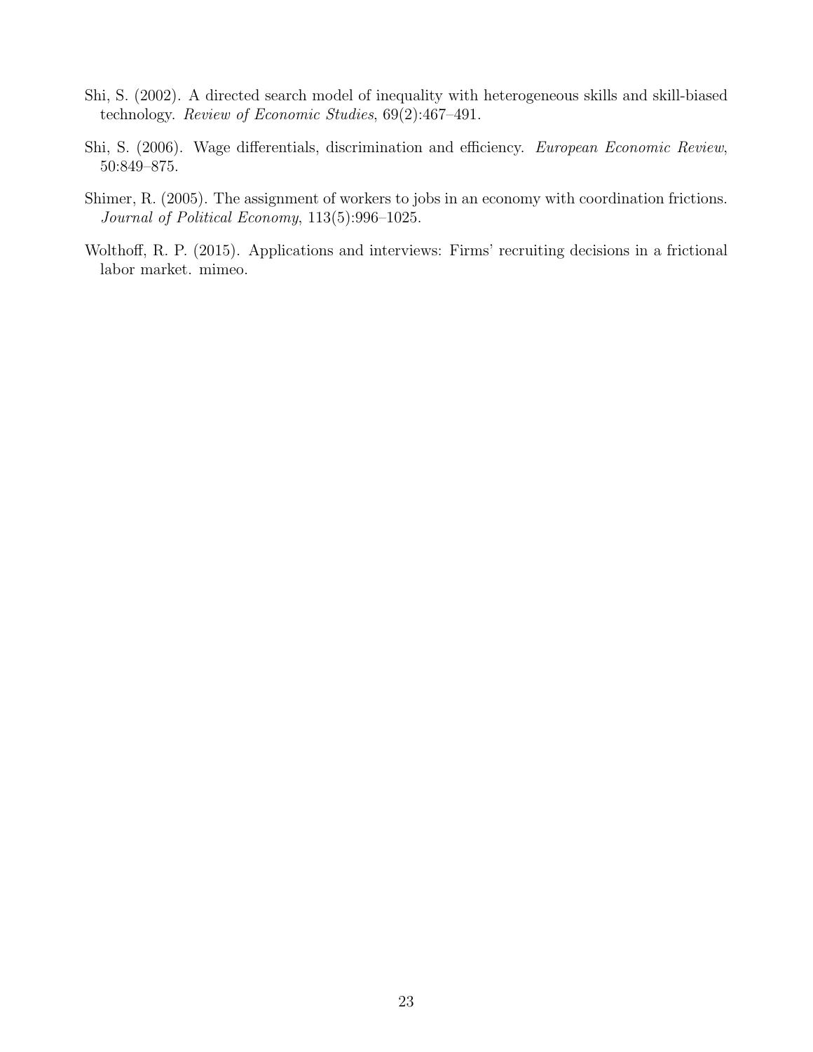Shi, S. (2002). A directed search model of inequality with heterogeneous skills and skill-biased technology. *Review of Economic Studies*, 69(2):467–491.

Shi, S. (2006). Wage differentials, discrimination and efficiency. *European Economic Review*, 50:849–875.

Shimer, R. (2005). The assignment of workers to jobs in an economy with coordination frictions. *Journal of Political Economy*, 113(5):996–1025.

Wolthoff, R. P. (2015). Applications and interviews: Firms' recruiting decisions in a frictional labor market. mimeo.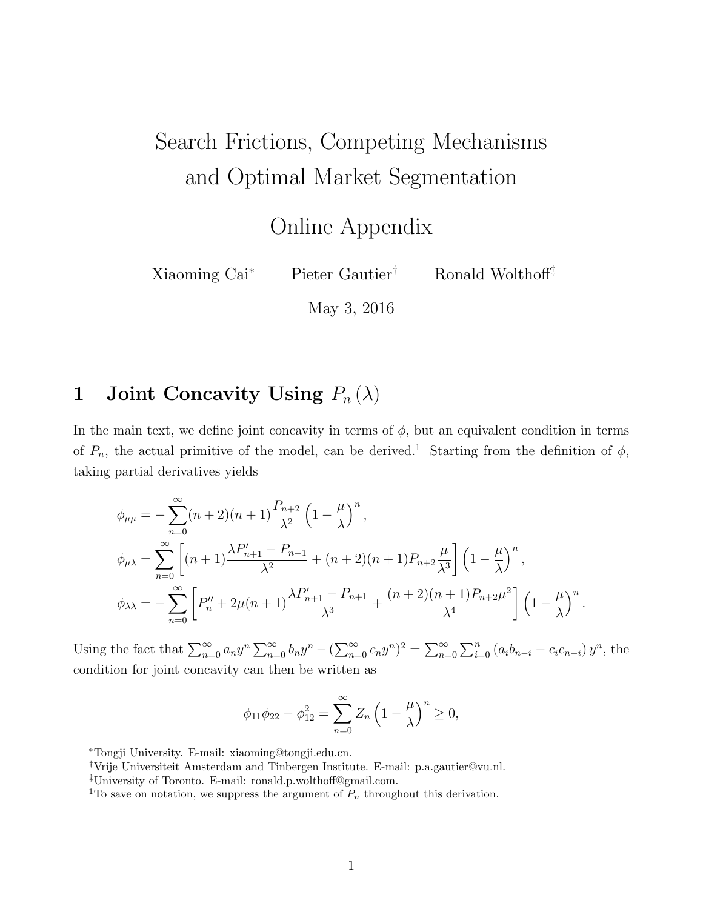# Search Frictions, Competing Mechanisms and Optimal Market Segmentation

## Online Appendix

Xiaoming Cai[*] Pieter Gautier[†] Ronald Wolthoff[‡]

May 3, 2016

## 1 Joint Concavity Using $P_n(\lambda)$

In the main text, we define joint concavity in terms of $\phi$, but an equivalent condition in terms of $P_n$, the actual primitive of the model, can be derived.[1] Starting from the definition of $\phi$, taking partial derivatives yields

$$\phi_{\mu\mu} = -\sum_{n=0}^{\infty}(n+2)(n+1)\frac{P_{n+2}}{\lambda^2}\left(1-\frac{\mu}{\lambda}\right)^n,$$

$$\phi_{\mu\lambda} = \sum_{n=0}^{\infty}\left[(n+1)\frac{\lambda P'_{n+1}-P_{n+1}}{\lambda^2}+(n+2)(n+1)P_{n+2}\frac{\mu}{\lambda^3}\right]\left(1-\frac{\mu}{\lambda}\right)^n,$$

$$\phi_{\lambda\lambda} = -\sum_{n=0}^{\infty}\left[P''_n+2\mu(n+1)\frac{\lambda P'_{n+1}-P_{n+1}}{\lambda^3}+\frac{(n+2)(n+1)P_{n+2}\mu^2}{\lambda^4}\right]\left(1-\frac{\mu}{\lambda}\right)^n.$$

Using the fact that $\sum_{n=0}^{\infty}a_n y^n\sum_{n=0}^{\infty}b_n y^n-\left(\sum_{n=0}^{\infty}c_n y^n\right)^2=\sum_{n=0}^{\infty}\sum_{i=0}^{n}\left(a_i b_{n-i}-c_i c_{n-i}\right)y^n$, the condition for joint concavity can then be written as

$$\phi_{11}\phi_{22}-\phi_{12}^2=\sum_{n=0}^{\infty}Z_n\left(1-\frac{\mu}{\lambda}\right)^n\geq 0,$$

[*] Tongji University. E-mail: xiaoming@tongji.edu.cn.

[†] Vrije Universiteit Amsterdam and Tinbergen Institute. E-mail: p.a.gautier@vu.nl.

[‡] University of Toronto. E-mail: ronald.p.wolthoff@gmail.com.

[1] To save on notation, we suppress the argument of $P_n$ throughout this derivation.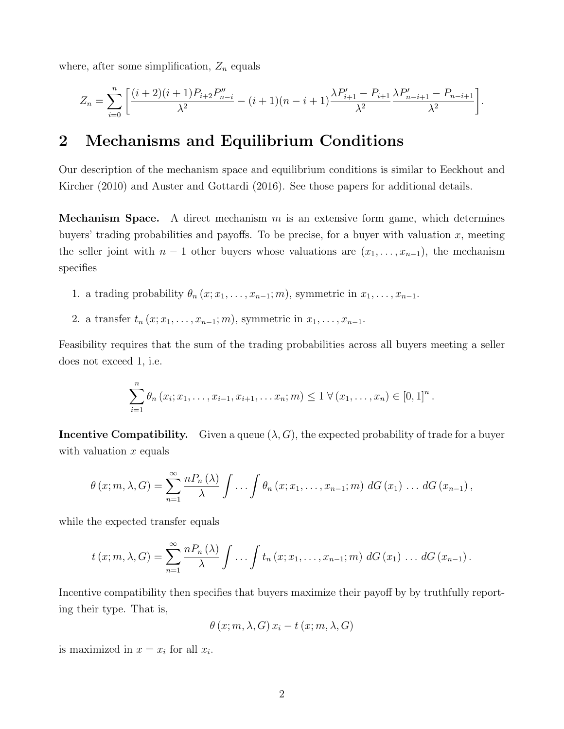where, after some simplification, $Z_n$ equals

$$Z_n = \sum_{i=0}^{n} \left[ \frac{(i+2)(i+1)P_{i+2}P''_{n-i}}{\lambda^2} - (i+1)(n-i+1)\frac{\lambda P'_{i+1} - P_{i+1}}{\lambda^2} \frac{\lambda P'_{n-i+1} - P_{n-i+1}}{\lambda^2} \right].$$

## 2 Mechanisms and Equilibrium Conditions

Our description of the mechanism space and equilibrium conditions is similar to Eeckhout and Kircher (2010) and Auster and Gottardi (2016). See those papers for additional details.

**Mechanism Space.** A direct mechanism $m$ is an extensive form game, which determines buyers' trading probabilities and payoffs. To be precise, for a buyer with valuation $x$, meeting the seller joint with $n-1$ other buyers whose valuations are $(x_1, \ldots, x_{n-1})$, the mechanism specifies

1. a trading probability $\theta_n(x; x_1, \ldots, x_{n-1}; m)$, symmetric in $x_1, \ldots, x_{n-1}$.
2. a transfer $t_n(x; x_1, \ldots, x_{n-1}; m)$, symmetric in $x_1, \ldots, x_{n-1}$.

Feasibility requires that the sum of the trading probabilities across all buyers meeting a seller does not exceed 1, i.e.

$$\sum_{i=1}^{n} \theta_n(x_i; x_1, \ldots, x_{i-1}, x_{i+1}, \ldots x_n; m) \leq 1 \ \forall (x_1, \ldots, x_n) \in [0,1]^n.$$

**Incentive Compatibility.** Given a queue $(\lambda, G)$, the expected probability of trade for a buyer with valuation $x$ equals

$$\theta(x; m, \lambda, G) = \sum_{n=1}^{\infty} \frac{nP_n(\lambda)}{\lambda} \int \ldots \int \theta_n(x; x_1, \ldots, x_{n-1}; m) \, dG(x_1) \ldots dG(x_{n-1}),$$

while the expected transfer equals

$$t(x; m, \lambda, G) = \sum_{n=1}^{\infty} \frac{nP_n(\lambda)}{\lambda} \int \ldots \int t_n(x; x_1, \ldots, x_{n-1}; m) \, dG(x_1) \ldots dG(x_{n-1}).$$

Incentive compatibility then specifies that buyers maximize their payoff by by truthfully reporting their type. That is,

$$\theta(x; m, \lambda, G) x_i - t(x; m, \lambda, G)$$

is maximized in $x = x_i$ for all $x_i$.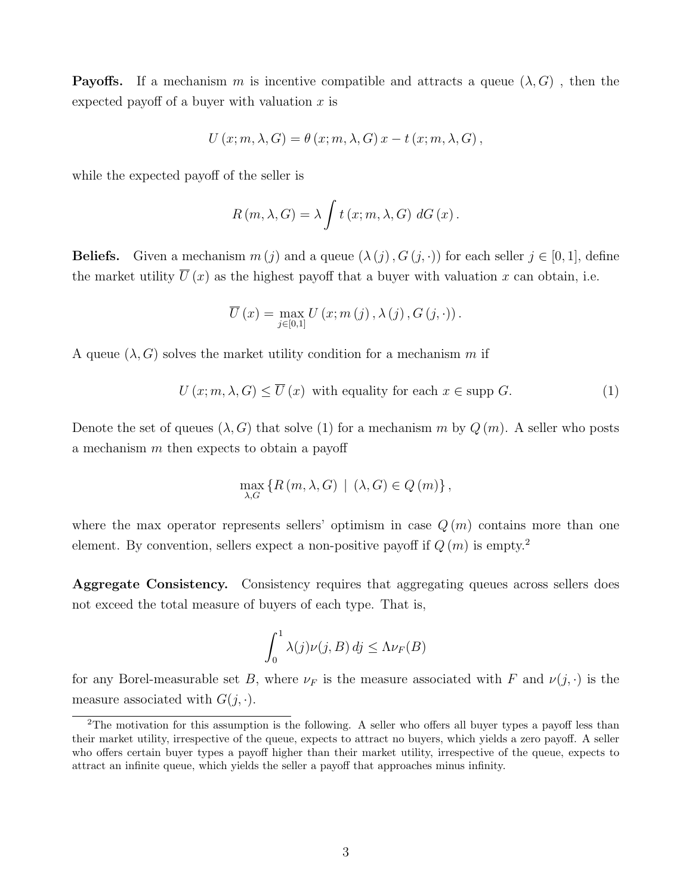**Payoffs.** If a mechanism $m$ is incentive compatible and attracts a queue $(\lambda, G)$ , then the expected payoff of a buyer with valuation $x$ is

$$U(x; m, \lambda, G) = \theta(x; m, \lambda, G)\, x - t(x; m, \lambda, G),$$

while the expected payoff of the seller is

$$R(m, \lambda, G) = \lambda \int t(x; m, \lambda, G)\; dG(x).$$

**Beliefs.** Given a mechanism $m(j)$ and a queue $(\lambda(j), G(j, \cdot))$ for each seller $j \in [0,1]$, define the market utility $\overline{U}(x)$ as the highest payoff that a buyer with valuation $x$ can obtain, i.e.

$$\overline{U}(x) = \max_{j \in [0,1]} U(x; m(j), \lambda(j), G(j, \cdot)).$$

A queue $(\lambda, G)$ solves the market utility condition for a mechanism $m$ if

$$U(x; m, \lambda, G) \leq \overline{U}(x) \text{ with equality for each } x \in \text{supp } G. \tag{1}$$

Denote the set of queues $(\lambda, G)$ that solve (1) for a mechanism $m$ by $Q(m)$. A seller who posts a mechanism $m$ then expects to obtain a payoff

$$\max_{\lambda, G} \{R(m, \lambda, G) \mid (\lambda, G) \in Q(m)\},$$

where the max operator represents sellers' optimism in case $Q(m)$ contains more than one element. By convention, sellers expect a non-positive payoff if $Q(m)$ is empty.[2]

**Aggregate Consistency.** Consistency requires that aggregating queues across sellers does not exceed the total measure of buyers of each type. That is,

$$\int_0^1 \lambda(j)\nu(j, B)\, dj \leq \Lambda \nu_F(B)$$

for any Borel-measurable set $B$, where $\nu_F$ is the measure associated with $F$ and $\nu(j, \cdot)$ is the measure associated with $G(j, \cdot)$.

[2]The motivation for this assumption is the following. A seller who offers all buyer types a payoff less than their market utility, irrespective of the queue, expects to attract no buyers, which yields a zero payoff. A seller who offers certain buyer types a payoff higher than their market utility, irrespective of the queue, expects to attract an infinite queue, which yields the seller a payoff that approaches minus infinity.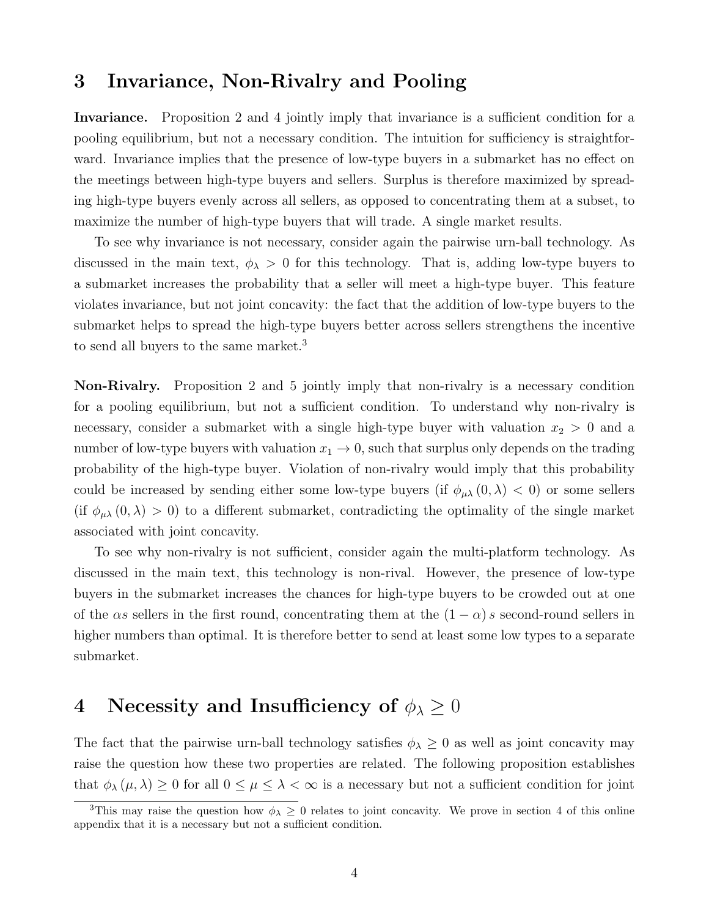## 3 Invariance, Non-Rivalry and Pooling

**Invariance.** Proposition 2 and 4 jointly imply that invariance is a sufficient condition for a pooling equilibrium, but not a necessary condition. The intuition for sufficiency is straightforward. Invariance implies that the presence of low-type buyers in a submarket has no effect on the meetings between high-type buyers and sellers. Surplus is therefore maximized by spreading high-type buyers evenly across all sellers, as opposed to concentrating them at a subset, to maximize the number of high-type buyers that will trade. A single market results.

To see why invariance is not necessary, consider again the pairwise urn-ball technology. As discussed in the main text, $\phi_\lambda > 0$ for this technology. That is, adding low-type buyers to a submarket increases the probability that a seller will meet a high-type buyer. This feature violates invariance, but not joint concavity: the fact that the addition of low-type buyers to the submarket helps to spread the high-type buyers better across sellers strengthens the incentive to send all buyers to the same market.[3]

**Non-Rivalry.** Proposition 2 and 5 jointly imply that non-rivalry is a necessary condition for a pooling equilibrium, but not a sufficient condition. To understand why non-rivalry is necessary, consider a submarket with a single high-type buyer with valuation $x_2 > 0$ and a number of low-type buyers with valuation $x_1 \to 0$, such that surplus only depends on the trading probability of the high-type buyer. Violation of non-rivalry would imply that this probability could be increased by sending either some low-type buyers (if $\phi_{\mu\lambda}(0, \lambda) < 0$) or some sellers (if $\phi_{\mu\lambda}(0, \lambda) > 0$) to a different submarket, contradicting the optimality of the single market associated with joint concavity.

To see why non-rivalry is not sufficient, consider again the multi-platform technology. As discussed in the main text, this technology is non-rival. However, the presence of low-type buyers in the submarket increases the chances for high-type buyers to be crowded out at one of the $\alpha s$ sellers in the first round, concentrating them at the $(1 - \alpha) s$ second-round sellers in higher numbers than optimal. It is therefore better to send at least some low types to a separate submarket.

## 4 Necessity and Insufficiency of $\phi_\lambda \geq 0$

The fact that the pairwise urn-ball technology satisfies $\phi_\lambda \geq 0$ as well as joint concavity may raise the question how these two properties are related. The following proposition establishes that $\phi_\lambda(\mu, \lambda) \geq 0$ for all $0 \leq \mu \leq \lambda < \infty$ is a necessary but not a sufficient condition for joint

[3]This may raise the question how $\phi_\lambda \geq 0$ relates to joint concavity. We prove in section 4 of this online appendix that it is a necessary but not a sufficient condition.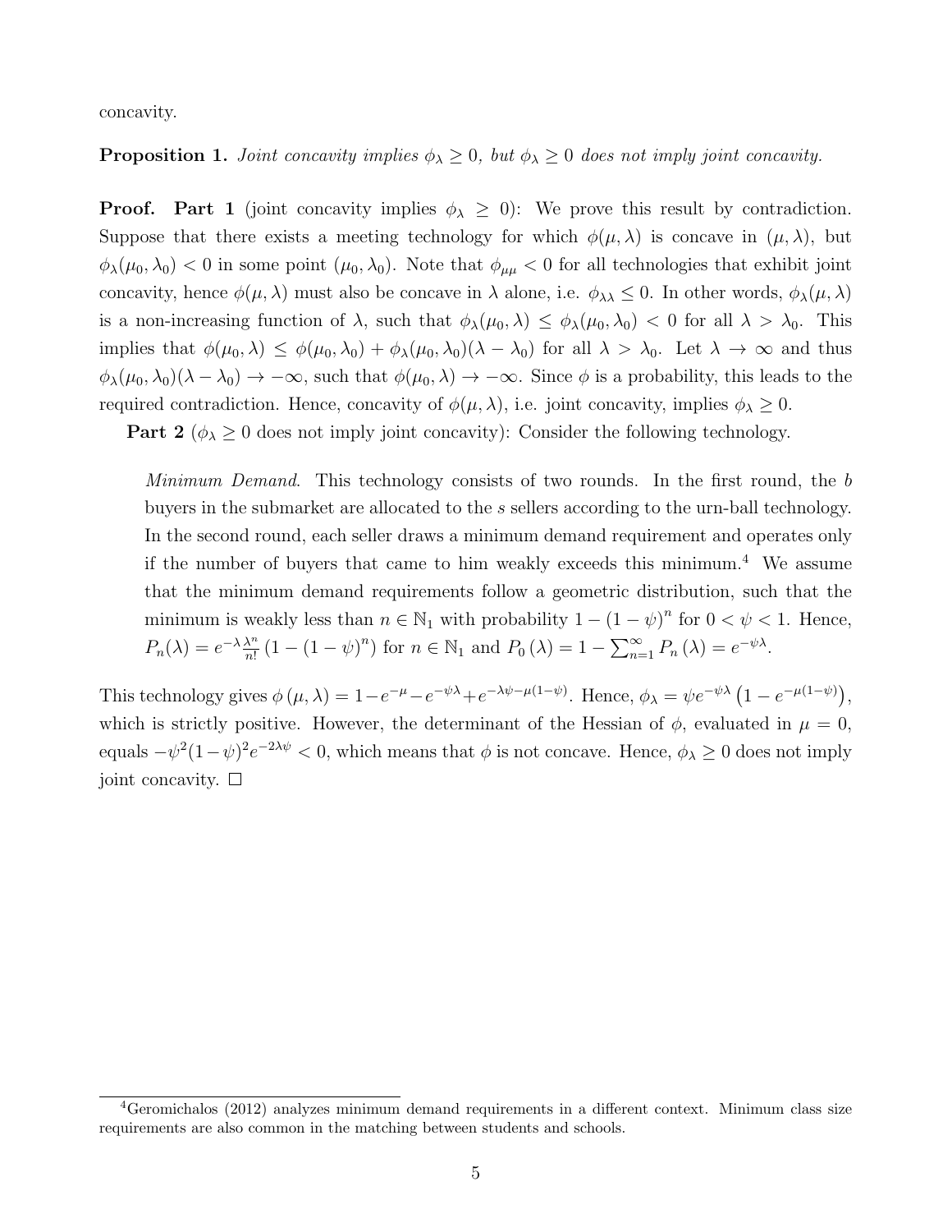concavity.

**Proposition 1.** *Joint concavity implies $\phi_\lambda \geq 0$, but $\phi_\lambda \geq 0$ does not imply joint concavity.*

**Proof. Part 1** (joint concavity implies $\phi_\lambda \geq 0$): We prove this result by contradiction. Suppose that there exists a meeting technology for which $\phi(\mu, \lambda)$ is concave in $(\mu, \lambda)$, but $\phi_\lambda(\mu_0, \lambda_0) < 0$ in some point $(\mu_0, \lambda_0)$. Note that $\phi_{\mu\mu} < 0$ for all technologies that exhibit joint concavity, hence $\phi(\mu, \lambda)$ must also be concave in $\lambda$ alone, i.e. $\phi_{\lambda\lambda} \leq 0$. In other words, $\phi_\lambda(\mu, \lambda)$ is a non-increasing function of $\lambda$, such that $\phi_\lambda(\mu_0, \lambda) \leq \phi_\lambda(\mu_0, \lambda_0) < 0$ for all $\lambda > \lambda_0$. This implies that $\phi(\mu_0, \lambda) \leq \phi(\mu_0, \lambda_0) + \phi_\lambda(\mu_0, \lambda_0)(\lambda - \lambda_0)$ for all $\lambda > \lambda_0$. Let $\lambda \to \infty$ and thus $\phi_\lambda(\mu_0, \lambda_0)(\lambda - \lambda_0) \to -\infty$, such that $\phi(\mu_0, \lambda) \to -\infty$. Since $\phi$ is a probability, this leads to the required contradiction. Hence, concavity of $\phi(\mu, \lambda)$, i.e. joint concavity, implies $\phi_\lambda \geq 0$.

**Part 2** ($\phi_\lambda \geq 0$ does not imply joint concavity): Consider the following technology.

> *Minimum Demand*. This technology consists of two rounds. In the first round, the $b$ buyers in the submarket are allocated to the $s$ sellers according to the urn-ball technology. In the second round, each seller draws a minimum demand requirement and operates only if the number of buyers that came to him weakly exceeds this minimum.[4] We assume that the minimum demand requirements follow a geometric distribution, such that the minimum is weakly less than $n \in \mathbb{N}_1$ with probability $1 - (1 - \psi)^n$ for $0 < \psi < 1$. Hence, $P_n(\lambda) = e^{-\lambda} \frac{\lambda^n}{n!} (1 - (1 - \psi)^n)$ for $n \in \mathbb{N}_1$ and $P_0(\lambda) = 1 - \sum_{n=1}^{\infty} P_n(\lambda) = e^{-\psi\lambda}$.

This technology gives $\phi(\mu, \lambda) = 1 - e^{-\mu} - e^{-\psi\lambda} + e^{-\lambda\psi - \mu(1-\psi)}$. Hence, $\phi_\lambda = \psi e^{-\psi\lambda} \left(1 - e^{-\mu(1-\psi)}\right)$, which is strictly positive. However, the determinant of the Hessian of $\phi$, evaluated in $\mu = 0$, equals $-\psi^2(1-\psi)^2 e^{-2\lambda\psi} < 0$, which means that $\phi$ is not concave. Hence, $\phi_\lambda \geq 0$ does not imply joint concavity. $\square$

[4] Geromichalos (2012) analyzes minimum demand requirements in a different context. Minimum class size requirements are also common in the matching between students and schools.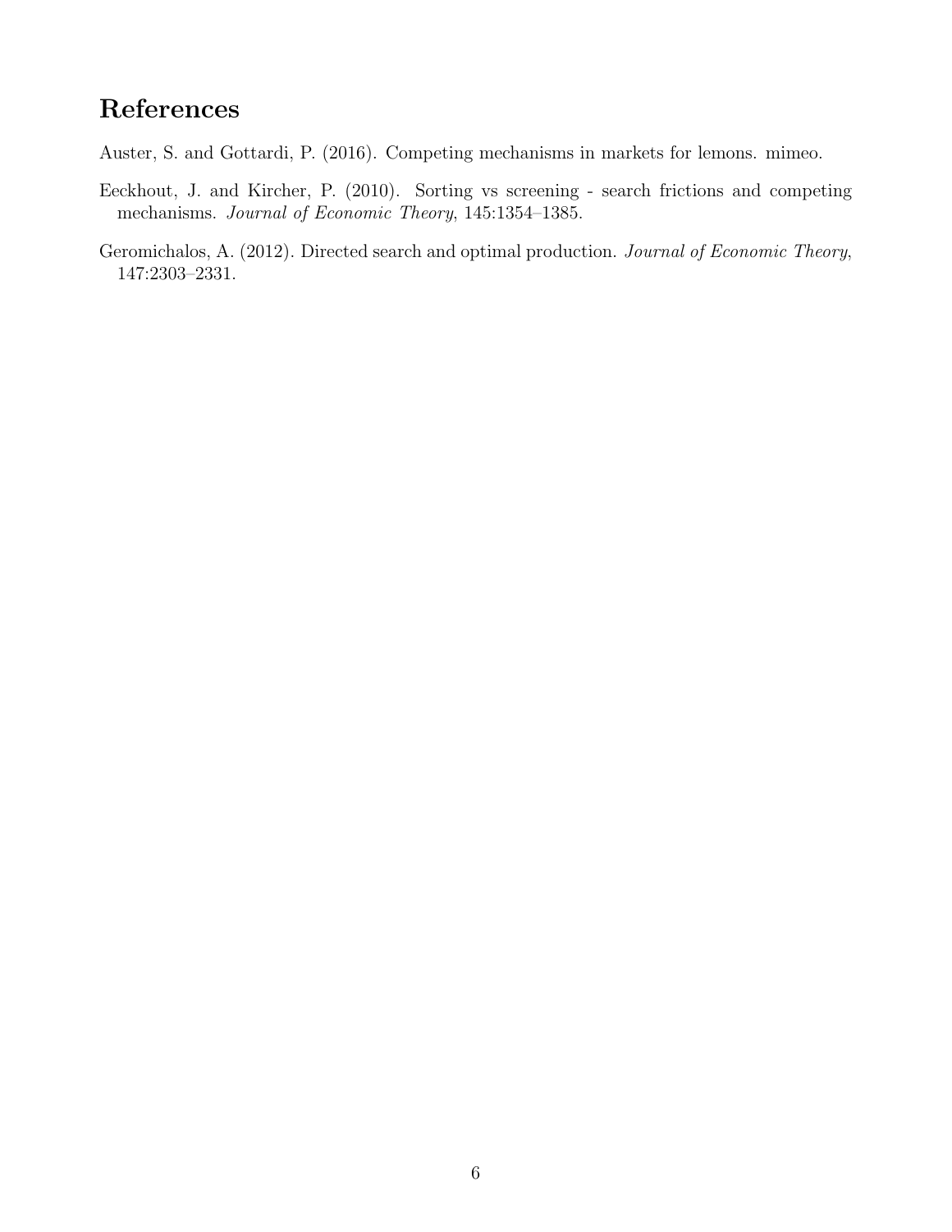## References

Auster, S. and Gottardi, P. (2016). Competing mechanisms in markets for lemons. mimeo.

Eeckhout, J. and Kircher, P. (2010). Sorting vs screening - search frictions and competing mechanisms. *Journal of Economic Theory*, 145:1354–1385.

Geromichalos, A. (2012). Directed search and optimal production. *Journal of Economic Theory*, 147:2303–2331.